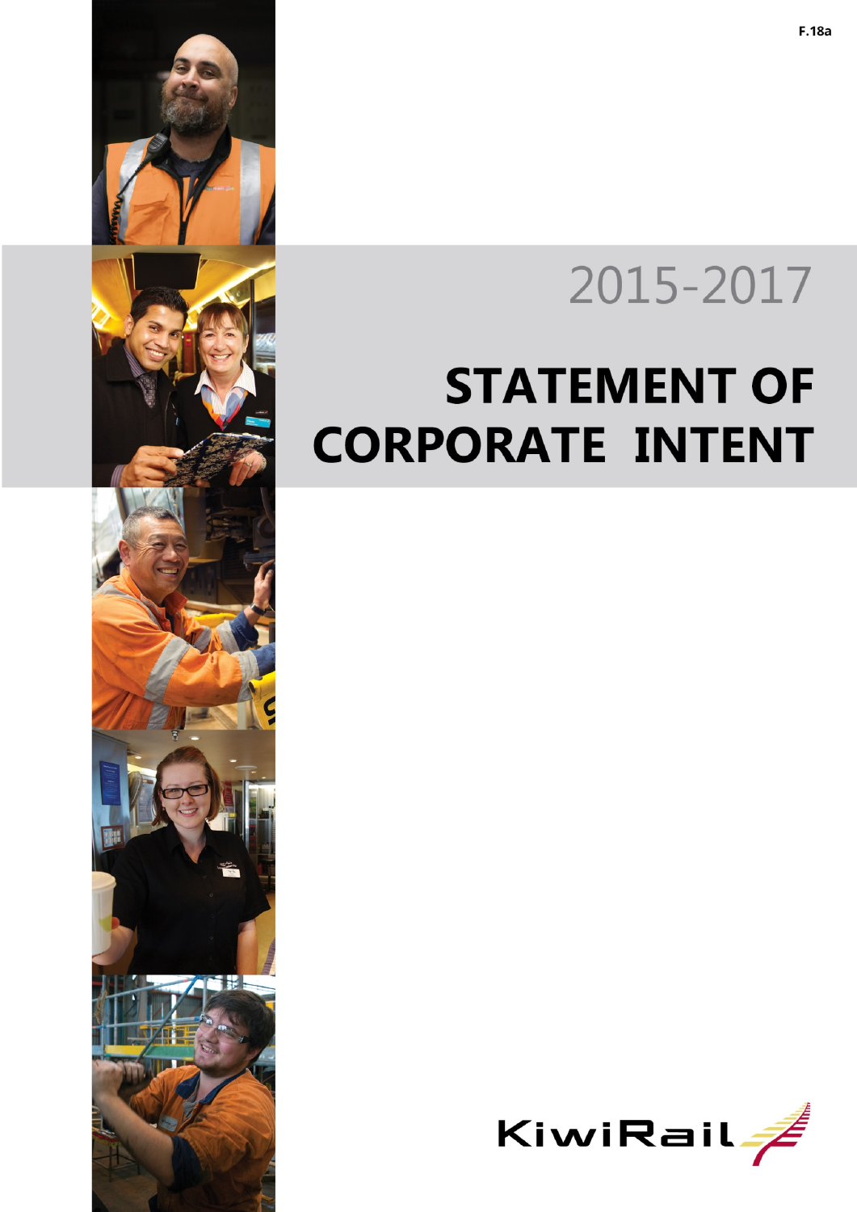F.18a

2015-2017

# STATEMENT OF CORPORATE INTENT

KiwiRail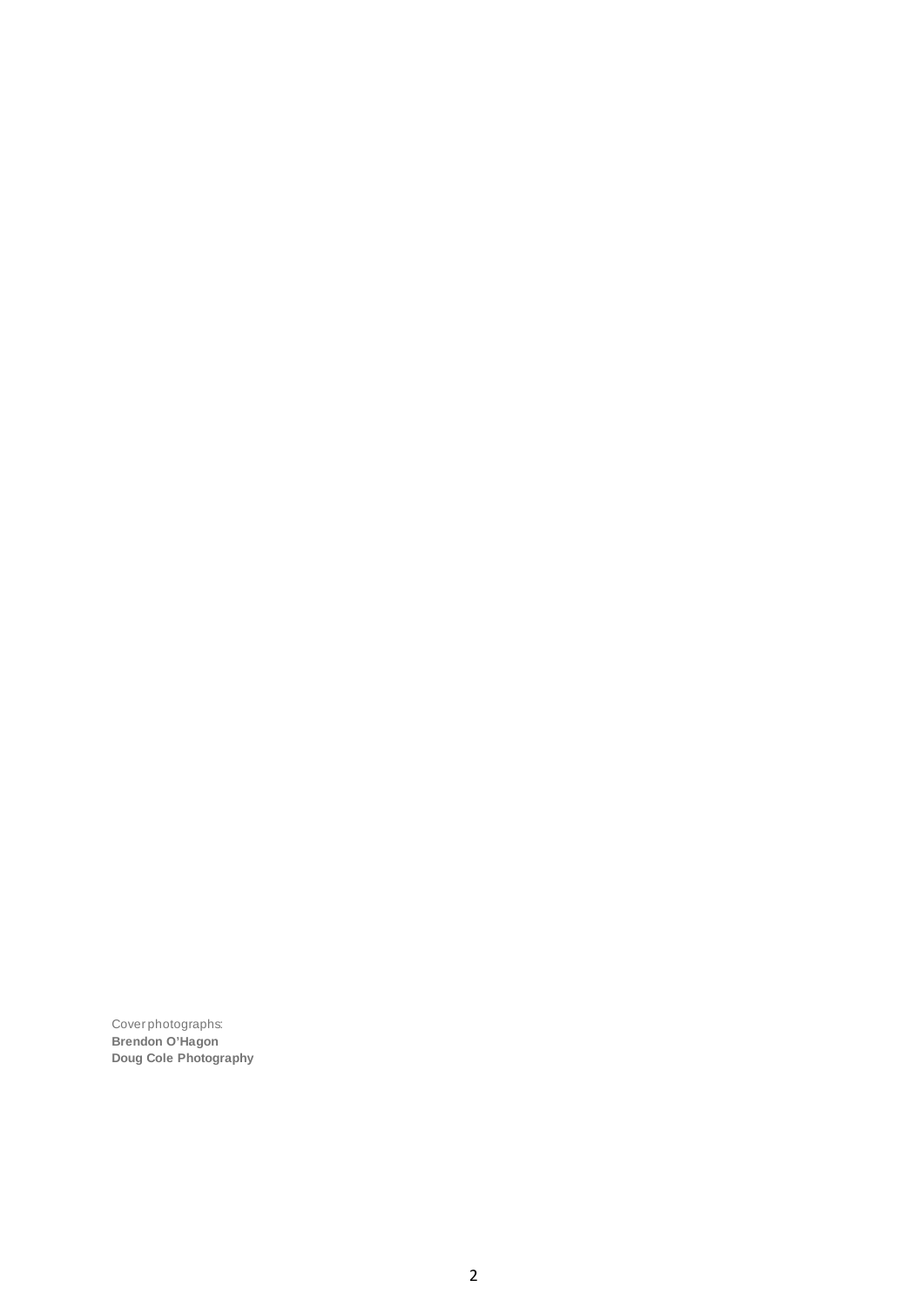Cover photographs:
**Brendon O'Hagon**
**Doug Cole Photography**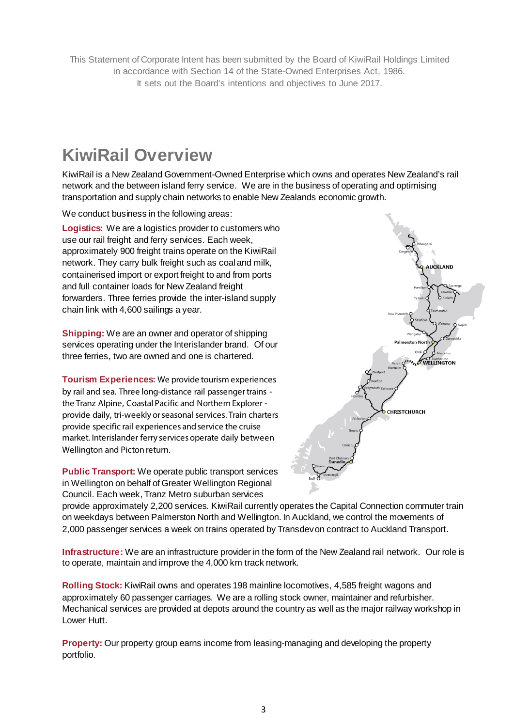This Statement of Corporate Intent has been submitted by the Board of KiwiRail Holdings Limited in accordance with Section 14 of the State-Owned Enterprises Act, 1986. It sets out the Board's intentions and objectives to June 2017.

# KiwiRail Overview

KiwiRail is a New Zealand Government-Owned Enterprise which owns and operates New Zealand's rail network and the between island ferry service. We are in the business of operating and optimising transportation and supply chain networks to enable New Zealands economic growth.

We conduct business in the following areas:

**Logistics:** We are a logistics provider to customers who use our rail freight and ferry services. Each week, approximately 900 freight trains operate on the KiwiRail network. They carry bulk freight such as coal and milk, containerised import or export freight to and from ports and full container loads for New Zealand freight forwarders. Three ferries provide the inter-island supply chain link with 4,600 sailings a year.

**Shipping:** We are an owner and operator of shipping services operating under the Interislander brand. Of our three ferries, two are owned and one is chartered.

**Tourism Experiences:** We provide tourism experiences by rail and sea. Three long-distance rail passenger trains - the Tranz Alpine, Coastal Pacific and Northern Explorer - provide daily, tri-weekly or seasonal services. Train charters provide specific rail experiences and service the cruise market. Interislander ferry services operate daily between Wellington and Picton return.

**Public Transport:** We operate public transport services in Wellington on behalf of Greater Wellington Regional Council. Each week, Tranz Metro suburban services provide approximately 2,200 services. KiwiRail currently operates the Capital Connection commuter train on weekdays between Palmerston North and Wellington. In Auckland, we control the movements of 2,000 passenger services a week on trains operated by Transdev on contract to Auckland Transport.

**Infrastructure:** We are an infrastructure provider in the form of the New Zealand rail network. Our role is to operate, maintain and improve the 4,000 km track network.

**Rolling Stock:** KiwiRail owns and operates 198 mainline locomotives, 4,585 freight wagons and approximately 60 passenger carriages. We are a rolling stock owner, maintainer and refurbisher. Mechanical services are provided at depots around the country as well as the major railway workshop in Lower Hutt.

**Property:** Our property group earns income from leasing-managing and developing the property portfolio.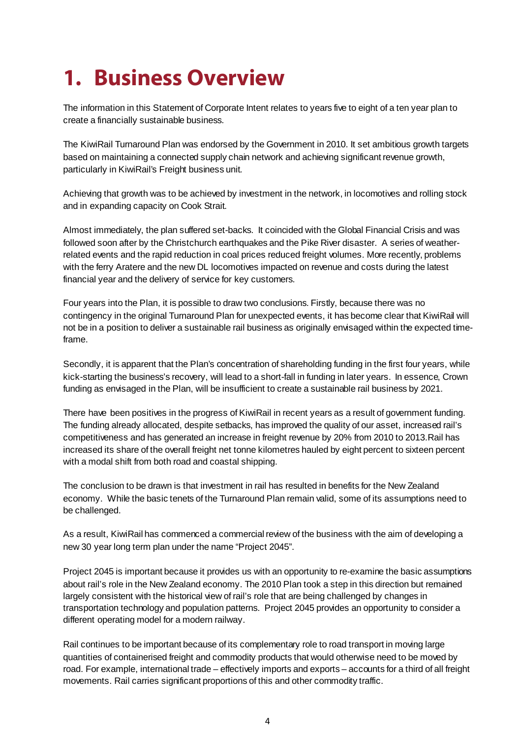# 1. Business Overview

The information in this Statement of Corporate Intent relates to years five to eight of a ten year plan to create a financially sustainable business.

The KiwiRail Turnaround Plan was endorsed by the Government in 2010. It set ambitious growth targets based on maintaining a connected supply chain network and achieving significant revenue growth, particularly in KiwiRail's Freight business unit.

Achieving that growth was to be achieved by investment in the network, in locomotives and rolling stock and in expanding capacity on Cook Strait.

Almost immediately, the plan suffered set-backs. It coincided with the Global Financial Crisis and was followed soon after by the Christchurch earthquakes and the Pike River disaster. A series of weather-related events and the rapid reduction in coal prices reduced freight volumes. More recently, problems with the ferry Aratere and the new DL locomotives impacted on revenue and costs during the latest financial year and the delivery of service for key customers.

Four years into the Plan, it is possible to draw two conclusions. Firstly, because there was no contingency in the original Turnaround Plan for unexpected events, it has become clear that KiwiRail will not be in a position to deliver a sustainable rail business as originally envisaged within the expected time-frame.

Secondly, it is apparent that the Plan's concentration of shareholding funding in the first four years, while kick-starting the business's recovery, will lead to a short-fall in funding in later years. In essence, Crown funding as envisaged in the Plan, will be insufficient to create a sustainable rail business by 2021.

There have been positives in the progress of KiwiRail in recent years as a result of government funding. The funding already allocated, despite setbacks, has improved the quality of our asset, increased rail's competitiveness and has generated an increase in freight revenue by 20% from 2010 to 2013.Rail has increased its share of the overall freight net tonne kilometres hauled by eight percent to sixteen percent with a modal shift from both road and coastal shipping.

The conclusion to be drawn is that investment in rail has resulted in benefits for the New Zealand economy. While the basic tenets of the Turnaround Plan remain valid, some of its assumptions need to be challenged.

As a result, KiwiRail has commenced a commercial review of the business with the aim of developing a new 30 year long term plan under the name "Project 2045".

Project 2045 is important because it provides us with an opportunity to re-examine the basic assumptions about rail's role in the New Zealand economy. The 2010 Plan took a step in this direction but remained largely consistent with the historical view of rail's role that are being challenged by changes in transportation technology and population patterns. Project 2045 provides an opportunity to consider a different operating model for a modern railway.

Rail continues to be important because of its complementary role to road transport in moving large quantities of containerised freight and commodity products that would otherwise need to be moved by road. For example, international trade – effectively imports and exports – accounts for a third of all freight movements. Rail carries significant proportions of this and other commodity traffic.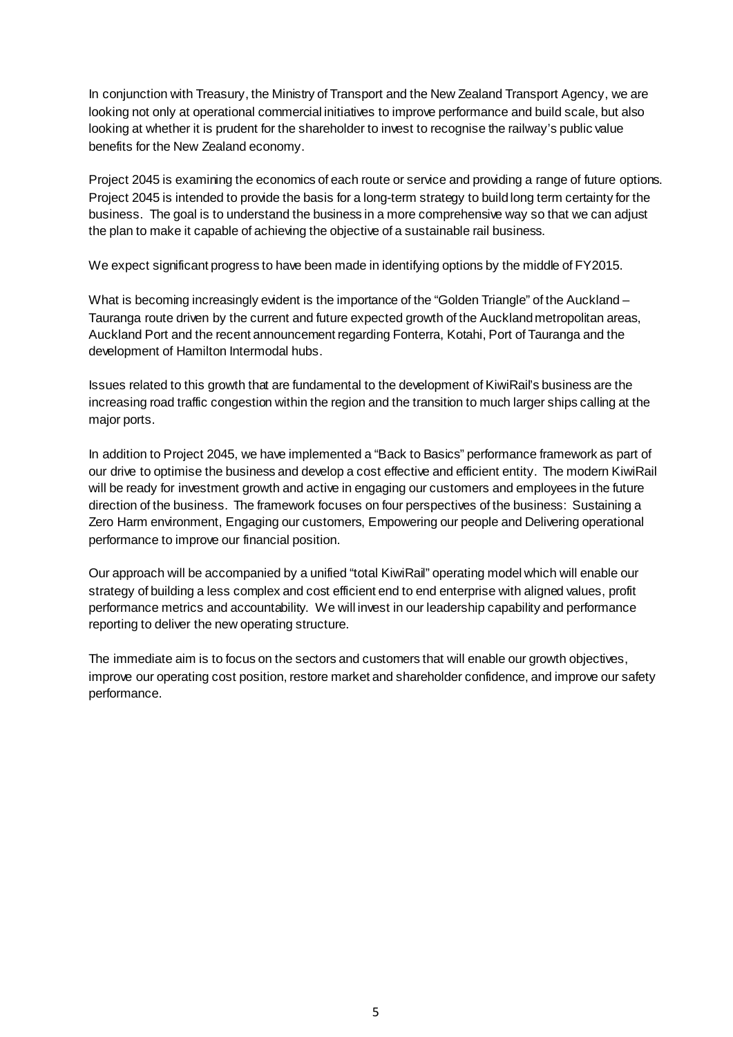In conjunction with Treasury, the Ministry of Transport and the New Zealand Transport Agency, we are looking not only at operational commercial initiatives to improve performance and build scale, but also looking at whether it is prudent for the shareholder to invest to recognise the railway's public value benefits for the New Zealand economy.

Project 2045 is examining the economics of each route or service and providing a range of future options. Project 2045 is intended to provide the basis for a long-term strategy to build long term certainty for the business. The goal is to understand the business in a more comprehensive way so that we can adjust the plan to make it capable of achieving the objective of a sustainable rail business.

We expect significant progress to have been made in identifying options by the middle of FY2015.

What is becoming increasingly evident is the importance of the "Golden Triangle" of the Auckland – Tauranga route driven by the current and future expected growth of the Auckland metropolitan areas, Auckland Port and the recent announcement regarding Fonterra, Kotahi, Port of Tauranga and the development of Hamilton Intermodal hubs.

Issues related to this growth that are fundamental to the development of KiwiRail's business are the increasing road traffic congestion within the region and the transition to much larger ships calling at the major ports.

In addition to Project 2045, we have implemented a "Back to Basics" performance framework as part of our drive to optimise the business and develop a cost effective and efficient entity. The modern KiwiRail will be ready for investment growth and active in engaging our customers and employees in the future direction of the business. The framework focuses on four perspectives of the business: Sustaining a Zero Harm environment, Engaging our customers, Empowering our people and Delivering operational performance to improve our financial position.

Our approach will be accompanied by a unified "total KiwiRail" operating model which will enable our strategy of building a less complex and cost efficient end to end enterprise with aligned values, profit performance metrics and accountability. We will invest in our leadership capability and performance reporting to deliver the new operating structure.

The immediate aim is to focus on the sectors and customers that will enable our growth objectives, improve our operating cost position, restore market and shareholder confidence, and improve our safety performance.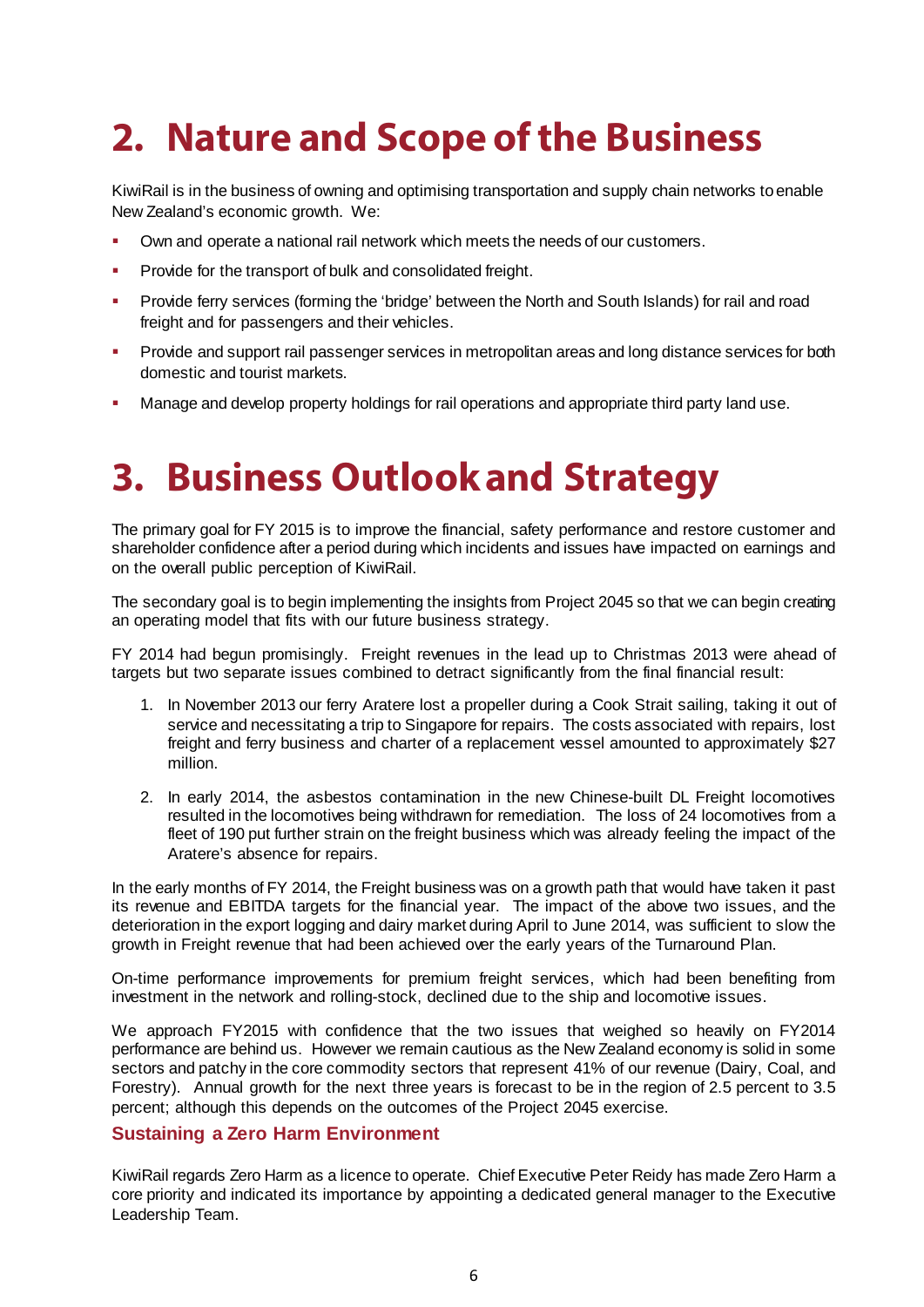# 2. Nature and Scope of the Business

KiwiRail is in the business of owning and optimising transportation and supply chain networks to enable New Zealand's economic growth. We:

- Own and operate a national rail network which meets the needs of our customers.
- Provide for the transport of bulk and consolidated freight.
- Provide ferry services (forming the 'bridge' between the North and South Islands) for rail and road freight and for passengers and their vehicles.
- Provide and support rail passenger services in metropolitan areas and long distance services for both domestic and tourist markets.
- Manage and develop property holdings for rail operations and appropriate third party land use.

# 3. Business Outlook and Strategy

The primary goal for FY 2015 is to improve the financial, safety performance and restore customer and shareholder confidence after a period during which incidents and issues have impacted on earnings and on the overall public perception of KiwiRail.

The secondary goal is to begin implementing the insights from Project 2045 so that we can begin creating an operating model that fits with our future business strategy.

FY 2014 had begun promisingly. Freight revenues in the lead up to Christmas 2013 were ahead of targets but two separate issues combined to detract significantly from the final financial result:

1. In November 2013 our ferry Aratere lost a propeller during a Cook Strait sailing, taking it out of service and necessitating a trip to Singapore for repairs. The costs associated with repairs, lost freight and ferry business and charter of a replacement vessel amounted to approximately $27 million.
2. In early 2014, the asbestos contamination in the new Chinese-built DL Freight locomotives resulted in the locomotives being withdrawn for remediation. The loss of 24 locomotives from a fleet of 190 put further strain on the freight business which was already feeling the impact of the Aratere's absence for repairs.

In the early months of FY 2014, the Freight business was on a growth path that would have taken it past its revenue and EBITDA targets for the financial year. The impact of the above two issues, and the deterioration in the export logging and dairy market during April to June 2014, was sufficient to slow the growth in Freight revenue that had been achieved over the early years of the Turnaround Plan.

On-time performance improvements for premium freight services, which had been benefiting from investment in the network and rolling-stock, declined due to the ship and locomotive issues.

We approach FY2015 with confidence that the two issues that weighed so heavily on FY2014 performance are behind us. However we remain cautious as the New Zealand economy is solid in some sectors and patchy in the core commodity sectors that represent 41% of our revenue (Dairy, Coal, and Forestry). Annual growth for the next three years is forecast to be in the region of 2.5 percent to 3.5 percent; although this depends on the outcomes of the Project 2045 exercise.

### Sustaining a Zero Harm Environment

KiwiRail regards Zero Harm as a licence to operate. Chief Executive Peter Reidy has made Zero Harm a core priority and indicated its importance by appointing a dedicated general manager to the Executive Leadership Team.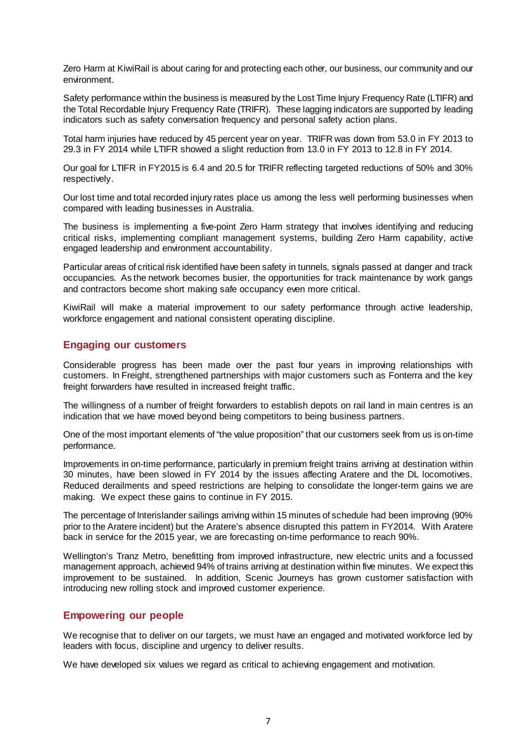Zero Harm at KiwiRail is about caring for and protecting each other, our business, our community and our environment.

Safety performance within the business is measured by the Lost Time Injury Frequency Rate (LTIFR) and the Total Recordable Injury Frequency Rate (TRIFR). These lagging indicators are supported by leading indicators such as safety conversation frequency and personal safety action plans.

Total harm injuries have reduced by 45 percent year on year. TRIFR was down from 53.0 in FY 2013 to 29.3 in FY 2014 while LTIFR showed a slight reduction from 13.0 in FY 2013 to 12.8 in FY 2014.

Our goal for LTIFR in FY2015 is 6.4 and 20.5 for TRIFR reflecting targeted reductions of 50% and 30% respectively.

Our lost time and total recorded injury rates place us among the less well performing businesses when compared with leading businesses in Australia.

The business is implementing a five-point Zero Harm strategy that involves identifying and reducing critical risks, implementing compliant management systems, building Zero Harm capability, active engaged leadership and environment accountability.

Particular areas of critical risk identified have been safety in tunnels, signals passed at danger and track occupancies. As the network becomes busier, the opportunities for track maintenance by work gangs and contractors become short making safe occupancy even more critical.

KiwiRail will make a material improvement to our safety performance through active leadership, workforce engagement and national consistent operating discipline.

## Engaging our customers

Considerable progress has been made over the past four years in improving relationships with customers. In Freight, strengthened partnerships with major customers such as Fonterra and the key freight forwarders have resulted in increased freight traffic.

The willingness of a number of freight forwarders to establish depots on rail land in main centres is an indication that we have moved beyond being competitors to being business partners.

One of the most important elements of "the value proposition" that our customers seek from us is on-time performance.

Improvements in on-time performance, particularly in premium freight trains arriving at destination within 30 minutes, have been slowed in FY 2014 by the issues affecting Aratere and the DL locomotives. Reduced derailments and speed restrictions are helping to consolidate the longer-term gains we are making. We expect these gains to continue in FY 2015.

The percentage of Interislander sailings arriving within 15 minutes of schedule had been improving (90% prior to the Aratere incident) but the Aratere's absence disrupted this pattern in FY2014. With Aratere back in service for the 2015 year, we are forecasting on-time performance to reach 90%.

Wellington's Tranz Metro, benefitting from improved infrastructure, new electric units and a focussed management approach, achieved 94% of trains arriving at destination within five minutes. We expect this improvement to be sustained. In addition, Scenic Journeys has grown customer satisfaction with introducing new rolling stock and improved customer experience.

## Empowering our people

We recognise that to deliver on our targets, we must have an engaged and motivated workforce led by leaders with focus, discipline and urgency to deliver results.

We have developed six values we regard as critical to achieving engagement and motivation.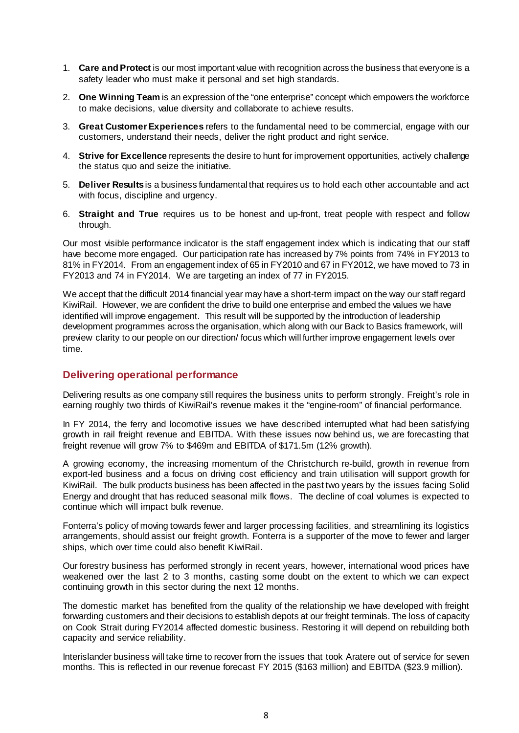1. **Care and Protect** is our most important value with recognition across the business that everyone is a safety leader who must make it personal and set high standards.

2. **One Winning Team** is an expression of the "one enterprise" concept which empowers the workforce to make decisions, value diversity and collaborate to achieve results.

3. **Great Customer Experiences** refers to the fundamental need to be commercial, engage with our customers, understand their needs, deliver the right product and right service.

4. **Strive for Excellence** represents the desire to hunt for improvement opportunities, actively challenge the status quo and seize the initiative.

5. **Deliver Results** is a business fundamental that requires us to hold each other accountable and act with focus, discipline and urgency.

6. **Straight and True** requires us to be honest and up-front, treat people with respect and follow through.

Our most visible performance indicator is the staff engagement index which is indicating that our staff have become more engaged. Our participation rate has increased by 7% points from 74% in FY2013 to 81% in FY2014. From an engagement index of 65 in FY2010 and 67 in FY2012, we have moved to 73 in FY2013 and 74 in FY2014. We are targeting an index of 77 in FY2015.

We accept that the difficult 2014 financial year may have a short-term impact on the way our staff regard KiwiRail. However, we are confident the drive to build one enterprise and embed the values we have identified will improve engagement. This result will be supported by the introduction of leadership development programmes across the organisation, which along with our Back to Basics framework, will preview clarity to our people on our direction/ focus which will further improve engagement levels over time.

## Delivering operational performance

Delivering results as one company still requires the business units to perform strongly. Freight's role in earning roughly two thirds of KiwiRail's revenue makes it the "engine-room" of financial performance.

In FY 2014, the ferry and locomotive issues we have described interrupted what had been satisfying growth in rail freight revenue and EBITDA. With these issues now behind us, we are forecasting that freight revenue will grow 7% to $469m and EBITDA of $171.5m (12% growth).

A growing economy, the increasing momentum of the Christchurch re-build, growth in revenue from export-led business and a focus on driving cost efficiency and train utilisation will support growth for KiwiRail. The bulk products business has been affected in the past two years by the issues facing Solid Energy and drought that has reduced seasonal milk flows. The decline of coal volumes is expected to continue which will impact bulk revenue.

Fonterra's policy of moving towards fewer and larger processing facilities, and streamlining its logistics arrangements, should assist our freight growth. Fonterra is a supporter of the move to fewer and larger ships, which over time could also benefit KiwiRail.

Our forestry business has performed strongly in recent years, however, international wood prices have weakened over the last 2 to 3 months, casting some doubt on the extent to which we can expect continuing growth in this sector during the next 12 months.

The domestic market has benefited from the quality of the relationship we have developed with freight forwarding customers and their decisions to establish depots at our freight terminals. The loss of capacity on Cook Strait during FY2014 affected domestic business. Restoring it will depend on rebuilding both capacity and service reliability.

Interislander business will take time to recover from the issues that took Aratere out of service for seven months. This is reflected in our revenue forecast FY 2015 ($163 million) and EBITDA ($23.9 million).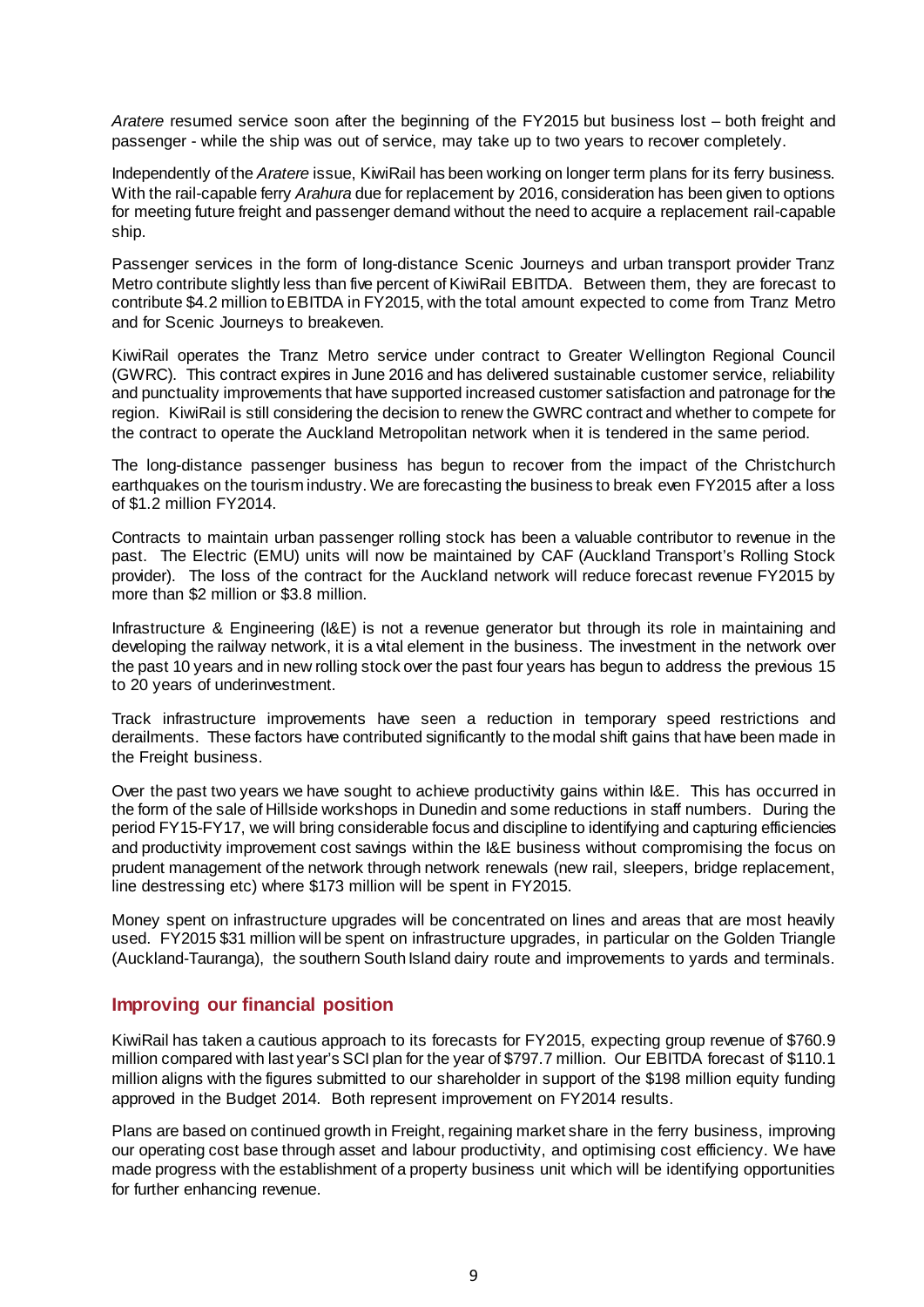*Aratere* resumed service soon after the beginning of the FY2015 but business lost – both freight and passenger - while the ship was out of service, may take up to two years to recover completely.

Independently of the *Aratere* issue, KiwiRail has been working on longer term plans for its ferry business. With the rail-capable ferry *Arahura* due for replacement by 2016, consideration has been given to options for meeting future freight and passenger demand without the need to acquire a replacement rail-capable ship.

Passenger services in the form of long-distance Scenic Journeys and urban transport provider Tranz Metro contribute slightly less than five percent of KiwiRail EBITDA. Between them, they are forecast to contribute $4.2 million to EBITDA in FY2015, with the total amount expected to come from Tranz Metro and for Scenic Journeys to breakeven.

KiwiRail operates the Tranz Metro service under contract to Greater Wellington Regional Council (GWRC). This contract expires in June 2016 and has delivered sustainable customer service, reliability and punctuality improvements that have supported increased customer satisfaction and patronage for the region. KiwiRail is still considering the decision to renew the GWRC contract and whether to compete for the contract to operate the Auckland Metropolitan network when it is tendered in the same period.

The long-distance passenger business has begun to recover from the impact of the Christchurch earthquakes on the tourism industry. We are forecasting the business to break even FY2015 after a loss of $1.2 million FY2014.

Contracts to maintain urban passenger rolling stock has been a valuable contributor to revenue in the past. The Electric (EMU) units will now be maintained by CAF (Auckland Transport's Rolling Stock provider). The loss of the contract for the Auckland network will reduce forecast revenue FY2015 by more than $2 million or $3.8 million.

Infrastructure & Engineering (I&E) is not a revenue generator but through its role in maintaining and developing the railway network, it is a vital element in the business. The investment in the network over the past 10 years and in new rolling stock over the past four years has begun to address the previous 15 to 20 years of underinvestment.

Track infrastructure improvements have seen a reduction in temporary speed restrictions and derailments. These factors have contributed significantly to the modal shift gains that have been made in the Freight business.

Over the past two years we have sought to achieve productivity gains within I&E. This has occurred in the form of the sale of Hillside workshops in Dunedin and some reductions in staff numbers. During the period FY15-FY17, we will bring considerable focus and discipline to identifying and capturing efficiencies and productivity improvement cost savings within the I&E business without compromising the focus on prudent management of the network through network renewals (new rail, sleepers, bridge replacement, line destressing etc) where $173 million will be spent in FY2015.

Money spent on infrastructure upgrades will be concentrated on lines and areas that are most heavily used. FY2015 $31 million will be spent on infrastructure upgrades, in particular on the Golden Triangle (Auckland-Tauranga), the southern South Island dairy route and improvements to yards and terminals.

## Improving our financial position

KiwiRail has taken a cautious approach to its forecasts for FY2015, expecting group revenue of $760.9 million compared with last year's SCI plan for the year of $797.7 million. Our EBITDA forecast of $110.1 million aligns with the figures submitted to our shareholder in support of the $198 million equity funding approved in the Budget 2014. Both represent improvement on FY2014 results.

Plans are based on continued growth in Freight, regaining market share in the ferry business, improving our operating cost base through asset and labour productivity, and optimising cost efficiency. We have made progress with the establishment of a property business unit which will be identifying opportunities for further enhancing revenue.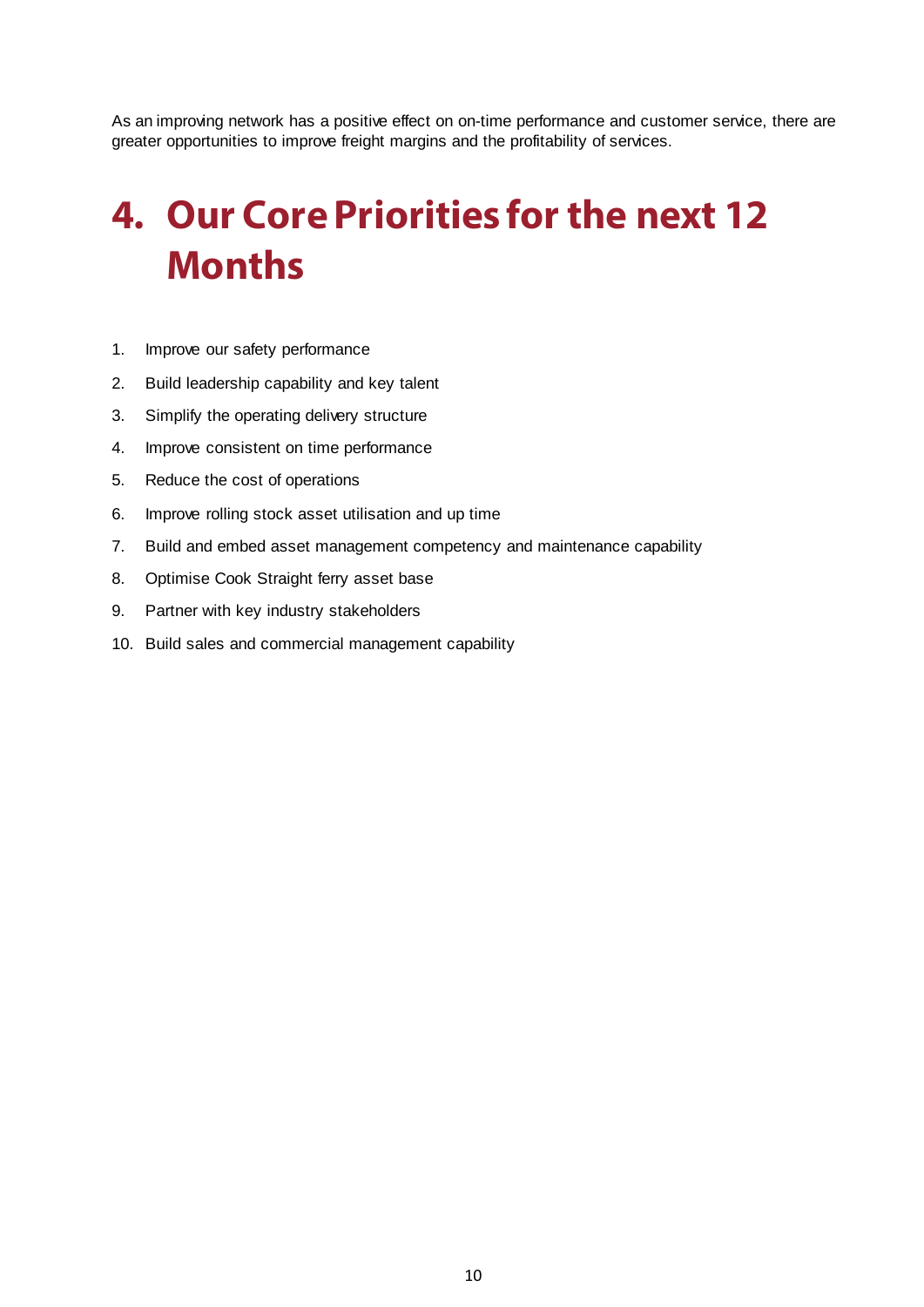As an improving network has a positive effect on on-time performance and customer service, there are greater opportunities to improve freight margins and the profitability of services.

# 4. Our Core Priorities for the next 12 Months

1. Improve our safety performance
2. Build leadership capability and key talent
3. Simplify the operating delivery structure
4. Improve consistent on time performance
5. Reduce the cost of operations
6. Improve rolling stock asset utilisation and up time
7. Build and embed asset management competency and maintenance capability
8. Optimise Cook Straight ferry asset base
9. Partner with key industry stakeholders
10. Build sales and commercial management capability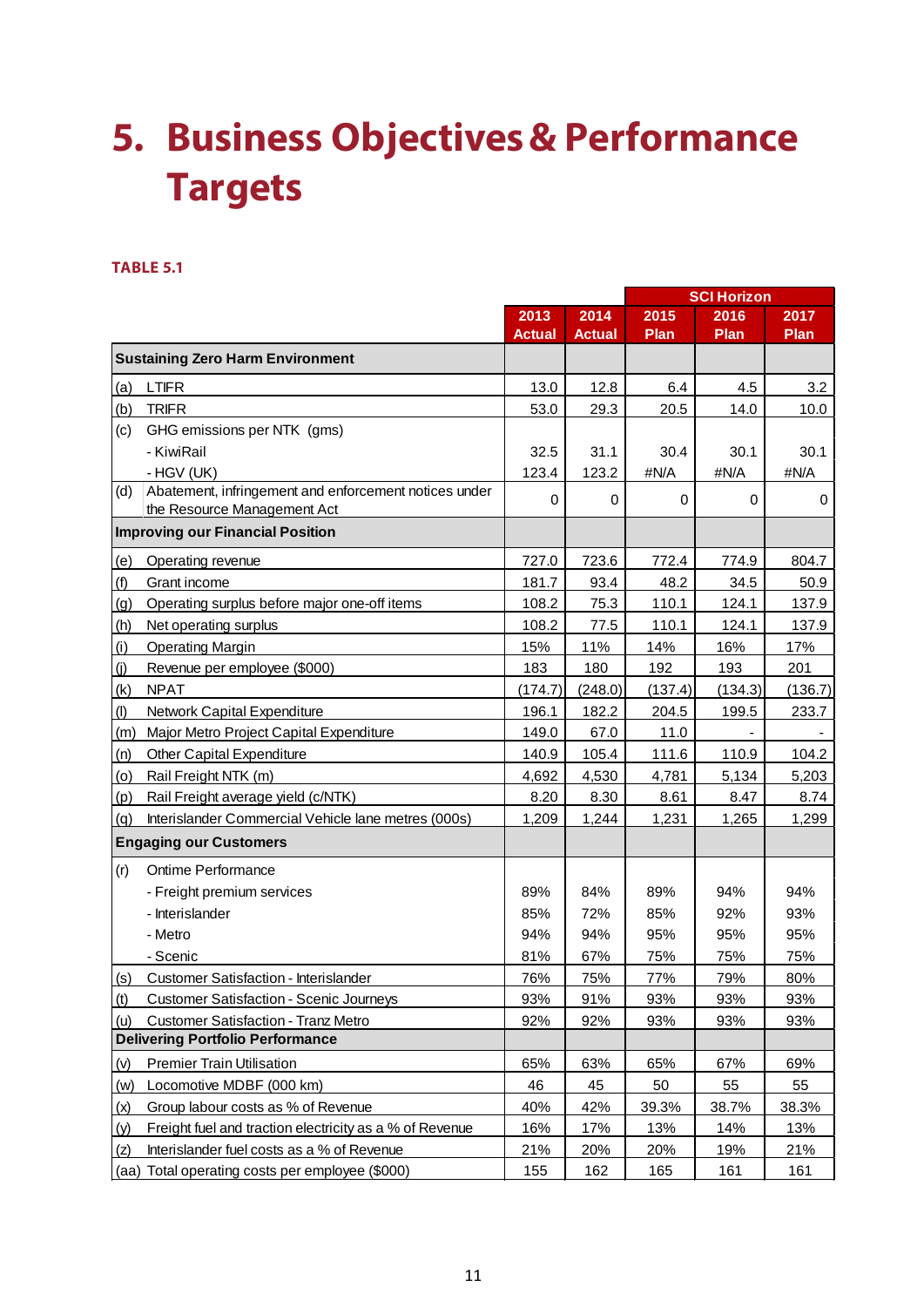# 5. Business Objectives & Performance Targets

**TABLE 5.1**

| | | | | SCI Horizon | | |
|---|---|---|---|---|---|---|
| | | 2013 Actual | 2014 Actual | 2015 Plan | 2016 Plan | 2017 Plan |
| **Sustaining Zero Harm Environment** | | | | | | |
| (a) | LTIFR | 13.0 | 12.8 | 6.4 | 4.5 | 3.2 |
| (b) | TRIFR | 53.0 | 29.3 | 20.5 | 14.0 | 10.0 |
| (c) | GHG emissions per NTK (gms) | | | | | |
| | - KiwiRail | 32.5 | 31.1 | 30.4 | 30.1 | 30.1 |
| | - HGV (UK) | 123.4 | 123.2 | #N/A | #N/A | #N/A |
| (d) | Abatement, infringement and enforcement notices under the Resource Management Act | 0 | 0 | 0 | 0 | 0 |
| **Improving our Financial Position** | | | | | | |
| (e) | Operating revenue | 727.0 | 723.6 | 772.4 | 774.9 | 804.7 |
| (f) | Grant income | 181.7 | 93.4 | 48.2 | 34.5 | 50.9 |
| (g) | Operating surplus before major one-off items | 108.2 | 75.3 | 110.1 | 124.1 | 137.9 |
| (h) | Net operating surplus | 108.2 | 77.5 | 110.1 | 124.1 | 137.9 |
| (i) | Operating Margin | 15% | 11% | 14% | 16% | 17% |
| (j) | Revenue per employee ($000) | 183 | 180 | 192 | 193 | 201 |
| (k) | NPAT | (174.7) | (248.0) | (137.4) | (134.3) | (136.7) |
| (l) | Network Capital Expenditure | 196.1 | 182.2 | 204.5 | 199.5 | 233.7 |
| (m) | Major Metro Project Capital Expenditure | 149.0 | 67.0 | 11.0 | - | - |
| (n) | Other Capital Expenditure | 140.9 | 105.4 | 111.6 | 110.9 | 104.2 |
| (o) | Rail Freight NTK (m) | 4,692 | 4,530 | 4,781 | 5,134 | 5,203 |
| (p) | Rail Freight average yield (c/NTK) | 8.20 | 8.30 | 8.61 | 8.47 | 8.74 |
| (q) | Interislander Commercial Vehicle lane metres (000s) | 1,209 | 1,244 | 1,231 | 1,265 | 1,299 |
| **Engaging our Customers** | | | | | | |
| (r) | Ontime Performance | | | | | |
| | - Freight premium services | 89% | 84% | 89% | 94% | 94% |
| | - Interislander | 85% | 72% | 85% | 92% | 93% |
| | - Metro | 94% | 94% | 95% | 95% | 95% |
| | - Scenic | 81% | 67% | 75% | 75% | 75% |
| (s) | Customer Satisfaction - Interislander | 76% | 75% | 77% | 79% | 80% |
| (t) | Customer Satisfaction - Scenic Journeys | 93% | 91% | 93% | 93% | 93% |
| (u) | Customer Satisfaction - Tranz Metro | 92% | 92% | 93% | 93% | 93% |
| **Delivering Portfolio Performance** | | | | | | |
| (v) | Premier Train Utilisation | 65% | 63% | 65% | 67% | 69% |
| (w) | Locomotive MDBF (000 km) | 46 | 45 | 50 | 55 | 55 |
| (x) | Group labour costs as % of Revenue | 40% | 42% | 39.3% | 38.7% | 38.3% |
| (y) | Freight fuel and traction electricity as a % of Revenue | 16% | 17% | 13% | 14% | 13% |
| (z) | Interislander fuel costs as a % of Revenue | 21% | 20% | 20% | 19% | 21% |
| (aa) | Total operating costs per employee ($000) | 155 | 162 | 165 | 161 | 161 |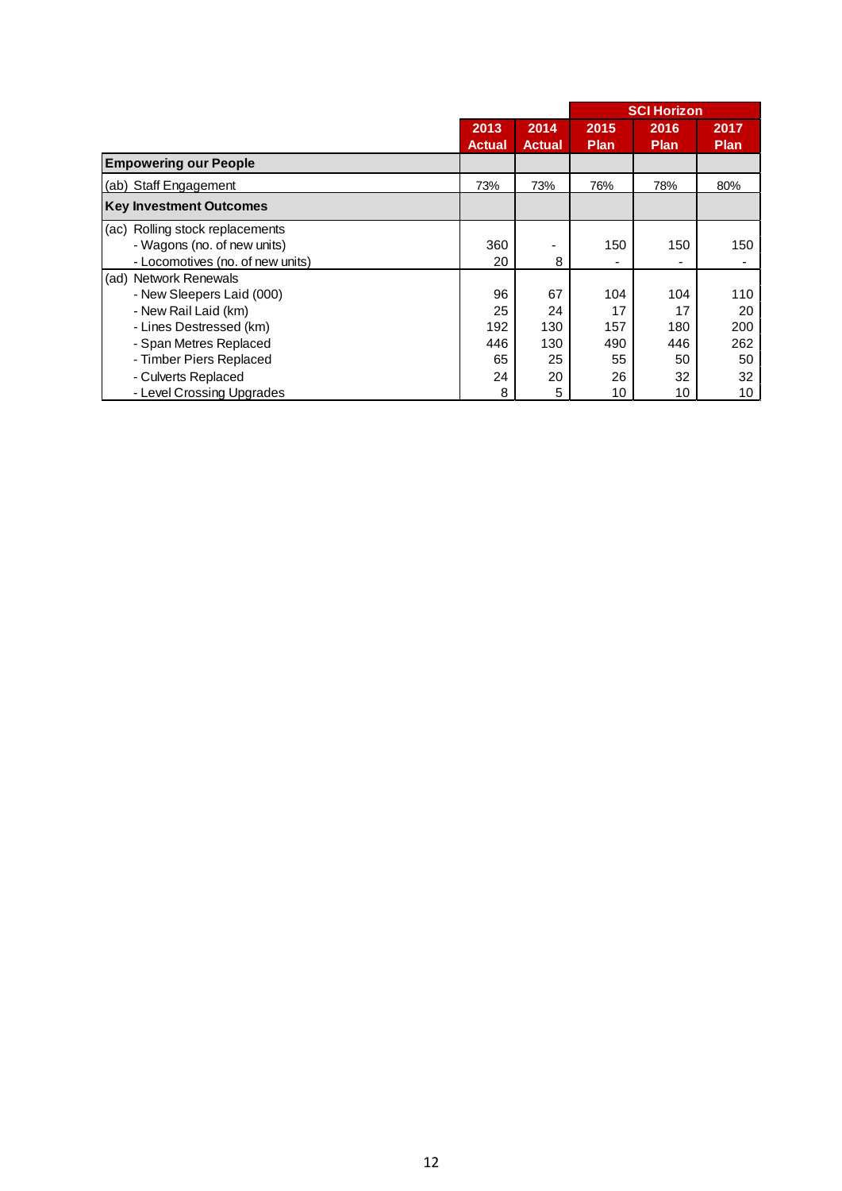| | 2013 Actual | 2014 Actual | SCI Horizon 2015 Plan | 2016 Plan | 2017 Plan |
|---|---|---|---|---|---|
| **Empowering our People** | | | | | |
| (ab) Staff Engagement | 73% | 73% | 76% | 78% | 80% |
| **Key Investment Outcomes** | | | | | |
| (ac) Rolling stock replacements | | | | | |
| - Wagons (no. of new units) | 360 | - | 150 | 150 | 150 |
| - Locomotives (no. of new units) | 20 | 8 | - | - | - |
| (ad) Network Renewals | | | | | |
| - New Sleepers Laid (000) | 96 | 67 | 104 | 104 | 110 |
| - New Rail Laid (km) | 25 | 24 | 17 | 17 | 20 |
| - Lines Destressed (km) | 192 | 130 | 157 | 180 | 200 |
| - Span Metres Replaced | 446 | 130 | 490 | 446 | 262 |
| - Timber Piers Replaced | 65 | 25 | 55 | 50 | 50 |
| - Culverts Replaced | 24 | 20 | 26 | 32 | 32 |
| - Level Crossing Upgrades | 8 | 5 | 10 | 10 | 10 |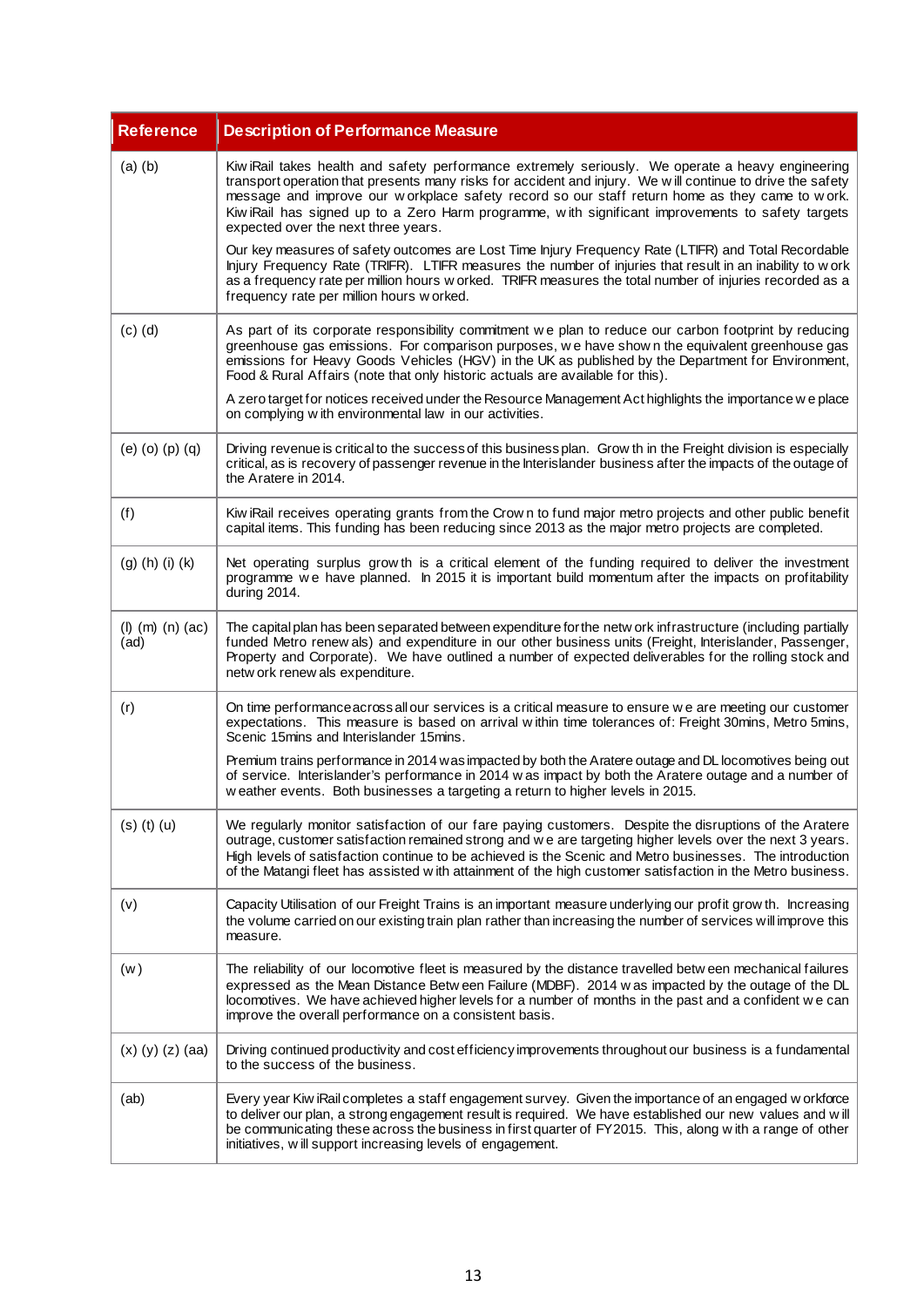| Reference | Description of Performance Measure |
|---|---|
| (a) (b) | KiwiRail takes health and safety performance extremely seriously. We operate a heavy engineering transport operation that presents many risks for accident and injury. We will continue to drive the safety message and improve our workplace safety record so our staff return home as they came to work. KiwiRail has signed up to a Zero Harm programme, with significant improvements to safety targets expected over the next three years.<br><br>Our key measures of safety outcomes are Lost Time Injury Frequency Rate (LTIFR) and Total Recordable Injury Frequency Rate (TRIFR). LTIFR measures the number of injuries that result in an inability to work as a frequency rate per million hours worked. TRIFR measures the total number of injuries recorded as a frequency rate per million hours worked. |
| (c) (d) | As part of its corporate responsibility commitment we plan to reduce our carbon footprint by reducing greenhouse gas emissions. For comparison purposes, we have shown the equivalent greenhouse gas emissions for Heavy Goods Vehicles (HGV) in the UK as published by the Department for Environment, Food & Rural Affairs (note that only historic actuals are available for this).<br><br>A zero target for notices received under the Resource Management Act highlights the importance we place on complying with environmental law in our activities. |
| (e) (o) (p) (q) | Driving revenue is critical to the success of this business plan. Growth in the Freight division is especially critical, as is recovery of passenger revenue in the Interislander business after the impacts of the outage of the Aratere in 2014. |
| (f) | KiwiRail receives operating grants from the Crown to fund major metro projects and other public benefit capital items. This funding has been reducing since 2013 as the major metro projects are completed. |
| (g) (h) (i) (k) | Net operating surplus growth is a critical element of the funding required to deliver the investment programme we have planned. In 2015 it is important build momentum after the impacts on profitability during 2014. |
| (l) (m) (n) (ac) (ad) | The capital plan has been separated between expenditure for the network infrastructure (including partially funded Metro renewals) and expenditure in our other business units (Freight, Interislander, Passenger, Property and Corporate). We have outlined a number of expected deliverables for the rolling stock and network renewals expenditure. |
| (r) | On time performance across all our services is a critical measure to ensure we are meeting our customer expectations. This measure is based on arrival within time tolerances of: Freight 30mins, Metro 5mins, Scenic 15mins and Interislander 15mins.<br><br>Premium trains performance in 2014 was impacted by both the Aratere outage and DL locomotives being out of service. Interislander's performance in 2014 was impact by both the Aratere outage and a number of weather events. Both businesses a targeting a return to higher levels in 2015. |
| (s) (t) (u) | We regularly monitor satisfaction of our fare paying customers. Despite the disruptions of the Aratere outrage, customer satisfaction remained strong and we are targeting higher levels over the next 3 years. High levels of satisfaction continue to be achieved is the Scenic and Metro businesses. The introduction of the Matangi fleet has assisted with attainment of the high customer satisfaction in the Metro business. |
| (v) | Capacity Utilisation of our Freight Trains is an important measure underlying our profit growth. Increasing the volume carried on our existing train plan rather than increasing the number of services will improve this measure. |
| (w) | The reliability of our locomotive fleet is measured by the distance travelled between mechanical failures expressed as the Mean Distance Between Failure (MDBF). 2014 was impacted by the outage of the DL locomotives. We have achieved higher levels for a number of months in the past and a confident we can improve the overall performance on a consistent basis. |
| (x) (y) (z) (aa) | Driving continued productivity and cost efficiency improvements throughout our business is a fundamental to the success of the business. |
| (ab) | Every year KiwiRail completes a staff engagement survey. Given the importance of an engaged workforce to deliver our plan, a strong engagement result is required. We have established our new values and will be communicating these across the business in first quarter of FY2015. This, along with a range of other initiatives, will support increasing levels of engagement. |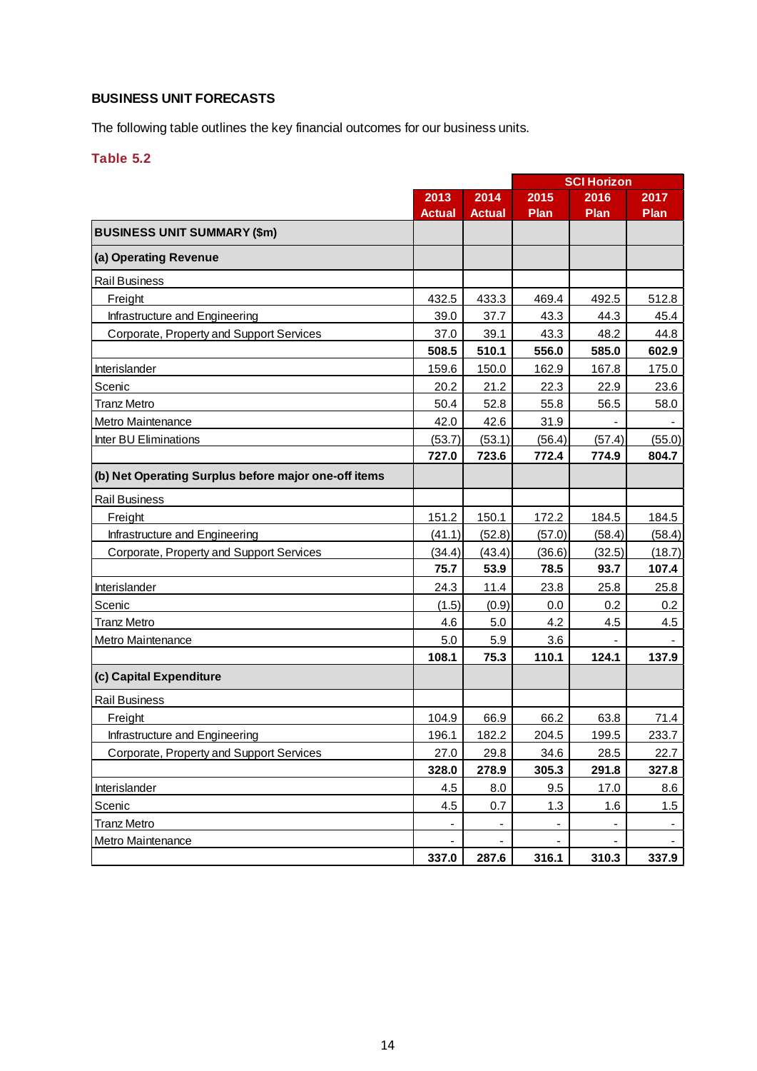## BUSINESS UNIT FORECASTS

The following table outlines the key financial outcomes for our business units.

### Table 5.2

| | | | SCI Horizon | | |
|---|---|---|---|---|---|
| | **2013 Actual** | **2014 Actual** | **2015 Plan** | **2016 Plan** | **2017 Plan** |
| **BUSINESS UNIT SUMMARY ($m)** | | | | | |
| **(a) Operating Revenue** | | | | | |
| Rail Business | | | | | |
| Freight | 432.5 | 433.3 | 469.4 | 492.5 | 512.8 |
| Infrastructure and Engineering | 39.0 | 37.7 | 43.3 | 44.3 | 45.4 |
| Corporate, Property and Support Services | 37.0 | 39.1 | 43.3 | 48.2 | 44.8 |
| | **508.5** | **510.1** | **556.0** | **585.0** | **602.9** |
| Interislander | 159.6 | 150.0 | 162.9 | 167.8 | 175.0 |
| Scenic | 20.2 | 21.2 | 22.3 | 22.9 | 23.6 |
| Tranz Metro | 50.4 | 52.8 | 55.8 | 56.5 | 58.0 |
| Metro Maintenance | 42.0 | 42.6 | 31.9 | - | - |
| Inter BU Eliminations | (53.7) | (53.1) | (56.4) | (57.4) | (55.0) |
| | **727.0** | **723.6** | **772.4** | **774.9** | **804.7** |
| **(b) Net Operating Surplus before major one-off items** | | | | | |
| Rail Business | | | | | |
| Freight | 151.2 | 150.1 | 172.2 | 184.5 | 184.5 |
| Infrastructure and Engineering | (41.1) | (52.8) | (57.0) | (58.4) | (58.4) |
| Corporate, Property and Support Services | (34.4) | (43.4) | (36.6) | (32.5) | (18.7) |
| | **75.7** | **53.9** | **78.5** | **93.7** | **107.4** |
| Interislander | 24.3 | 11.4 | 23.8 | 25.8 | 25.8 |
| Scenic | (1.5) | (0.9) | 0.0 | 0.2 | 0.2 |
| Tranz Metro | 4.6 | 5.0 | 4.2 | 4.5 | 4.5 |
| Metro Maintenance | 5.0 | 5.9 | 3.6 | - | - |
| | **108.1** | **75.3** | **110.1** | **124.1** | **137.9** |
| **(c) Capital Expenditure** | | | | | |
| Rail Business | | | | | |
| Freight | 104.9 | 66.9 | 66.2 | 63.8 | 71.4 |
| Infrastructure and Engineering | 196.1 | 182.2 | 204.5 | 199.5 | 233.7 |
| Corporate, Property and Support Services | 27.0 | 29.8 | 34.6 | 28.5 | 22.7 |
| | **328.0** | **278.9** | **305.3** | **291.8** | **327.8** |
| Interislander | 4.5 | 8.0 | 9.5 | 17.0 | 8.6 |
| Scenic | 4.5 | 0.7 | 1.3 | 1.6 | 1.5 |
| Tranz Metro | - | - | - | - | - |
| Metro Maintenance | - | - | - | - | - |
| | **337.0** | **287.6** | **316.1** | **310.3** | **337.9** |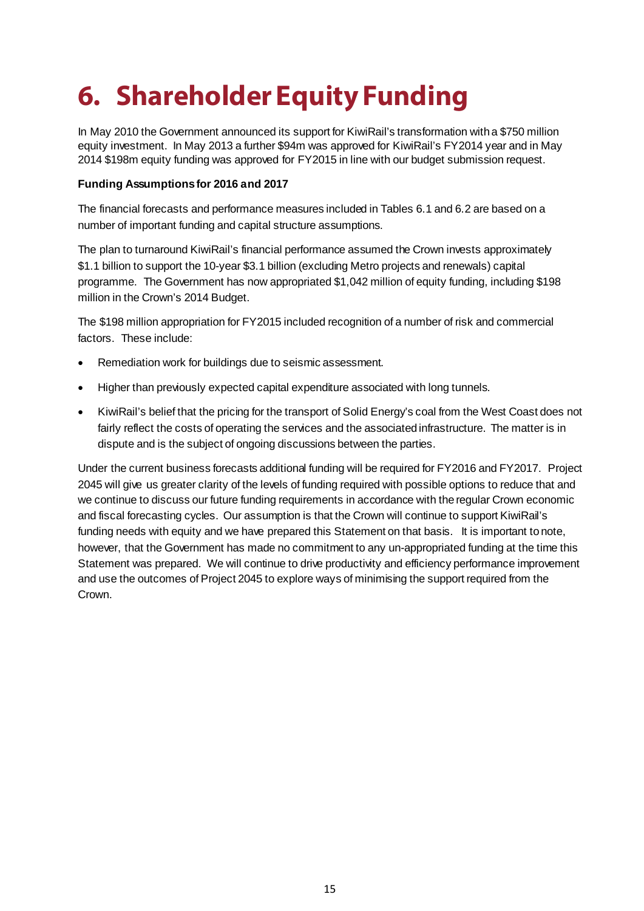# 6. Shareholder Equity Funding

In May 2010 the Government announced its support for KiwiRail's transformation with a $750 million equity investment. In May 2013 a further $94m was approved for KiwiRail's FY2014 year and in May 2014 $198m equity funding was approved for FY2015 in line with our budget submission request.

**Funding Assumptions for 2016 and 2017**

The financial forecasts and performance measures included in Tables 6.1 and 6.2 are based on a number of important funding and capital structure assumptions.

The plan to turnaround KiwiRail's financial performance assumed the Crown invests approximately $1.1 billion to support the 10-year $3.1 billion (excluding Metro projects and renewals) capital programme. The Government has now appropriated $1,042 million of equity funding, including $198 million in the Crown's 2014 Budget.

The $198 million appropriation for FY2015 included recognition of a number of risk and commercial factors. These include:

- Remediation work for buildings due to seismic assessment.
- Higher than previously expected capital expenditure associated with long tunnels.
- KiwiRail's belief that the pricing for the transport of Solid Energy's coal from the West Coast does not fairly reflect the costs of operating the services and the associated infrastructure. The matter is in dispute and is the subject of ongoing discussions between the parties.

Under the current business forecasts additional funding will be required for FY2016 and FY2017. Project 2045 will give us greater clarity of the levels of funding required with possible options to reduce that and we continue to discuss our future funding requirements in accordance with the regular Crown economic and fiscal forecasting cycles. Our assumption is that the Crown will continue to support KiwiRail's funding needs with equity and we have prepared this Statement on that basis. It is important to note, however, that the Government has made no commitment to any un-appropriated funding at the time this Statement was prepared. We will continue to drive productivity and efficiency performance improvement and use the outcomes of Project 2045 to explore ways of minimising the support required from the Crown.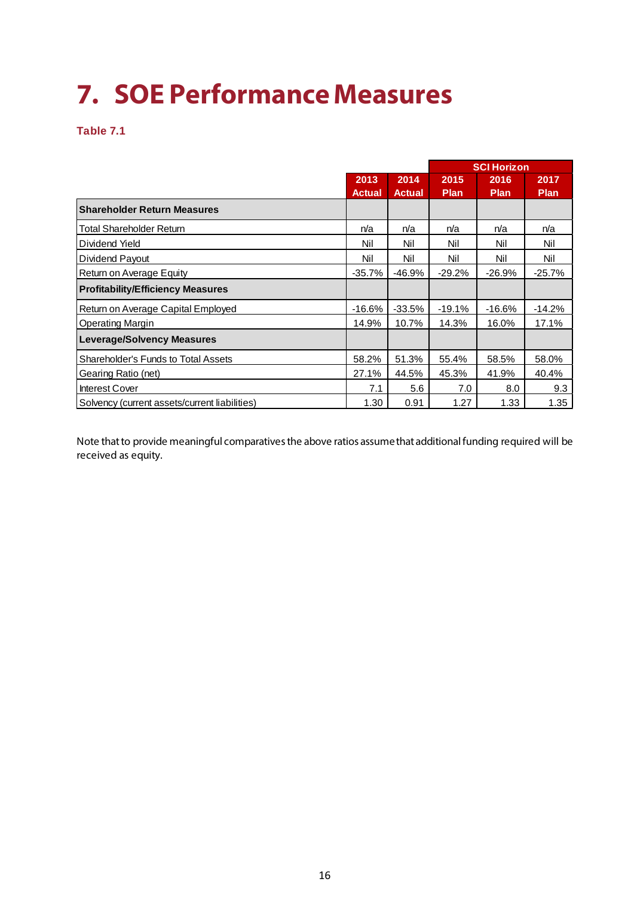# 7. SOE Performance Measures

**Table 7.1**

| | 2013 Actual | 2014 Actual | SCI Horizon 2015 Plan | SCI Horizon 2016 Plan | SCI Horizon 2017 Plan |
|---|---|---|---|---|---|
| **Shareholder Return Measures** | | | | | |
| Total Shareholder Return | n/a | n/a | n/a | n/a | n/a |
| Dividend Yield | Nil | Nil | Nil | Nil | Nil |
| Dividend Payout | Nil | Nil | Nil | Nil | Nil |
| Return on Average Equity | -35.7% | -46.9% | -29.2% | -26.9% | -25.7% |
| **Profitability/Efficiency Measures** | | | | | |
| Return on Average Capital Employed | -16.6% | -33.5% | -19.1% | -16.6% | -14.2% |
| Operating Margin | 14.9% | 10.7% | 14.3% | 16.0% | 17.1% |
| **Leverage/Solvency Measures** | | | | | |
| Shareholder's Funds to Total Assets | 58.2% | 51.3% | 55.4% | 58.5% | 58.0% |
| Gearing Ratio (net) | 27.1% | 44.5% | 45.3% | 41.9% | 40.4% |
| Interest Cover | 7.1 | 5.6 | 7.0 | 8.0 | 9.3 |
| Solvency (current assets/current liabilities) | 1.30 | 0.91 | 1.27 | 1.33 | 1.35 |

Note that to provide meaningful comparatives the above ratios assume that additional funding required will be received as equity.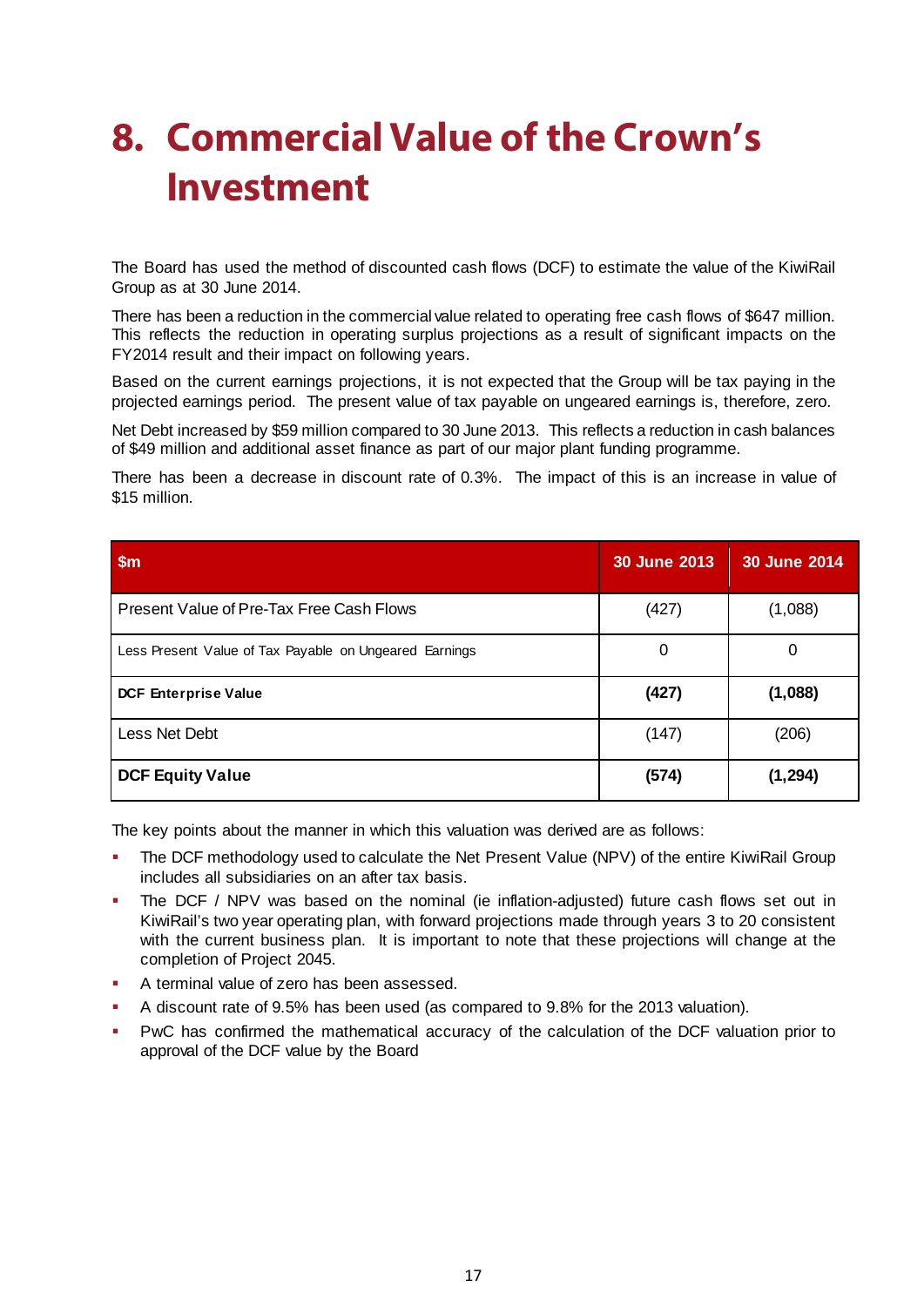# 8. Commercial Value of the Crown's Investment

The Board has used the method of discounted cash flows (DCF) to estimate the value of the KiwiRail Group as at 30 June 2014.

There has been a reduction in the commercial value related to operating free cash flows of $647 million. This reflects the reduction in operating surplus projections as a result of significant impacts on the FY2014 result and their impact on following years.

Based on the current earnings projections, it is not expected that the Group will be tax paying in the projected earnings period. The present value of tax payable on ungeared earnings is, therefore, zero.

Net Debt increased by $59 million compared to 30 June 2013. This reflects a reduction in cash balances of $49 million and additional asset finance as part of our major plant funding programme.

There has been a decrease in discount rate of 0.3%. The impact of this is an increase in value of $15 million.

| $m | 30 June 2013 | 30 June 2014 |
|---|---|---|
| Present Value of Pre-Tax Free Cash Flows | (427) | (1,088) |
| Less Present Value of Tax Payable on Ungeared Earnings | 0 | 0 |
| **DCF Enterprise Value** | **(427)** | **(1,088)** |
| Less Net Debt | (147) | (206) |
| **DCF Equity Value** | **(574)** | **(1,294)** |

The key points about the manner in which this valuation was derived are as follows:

- The DCF methodology used to calculate the Net Present Value (NPV) of the entire KiwiRail Group includes all subsidiaries on an after tax basis.
- The DCF / NPV was based on the nominal (ie inflation-adjusted) future cash flows set out in KiwiRail's two year operating plan, with forward projections made through years 3 to 20 consistent with the current business plan. It is important to note that these projections will change at the completion of Project 2045.
- A terminal value of zero has been assessed.
- A discount rate of 9.5% has been used (as compared to 9.8% for the 2013 valuation).
- PwC has confirmed the mathematical accuracy of the calculation of the DCF valuation prior to approval of the DCF value by the Board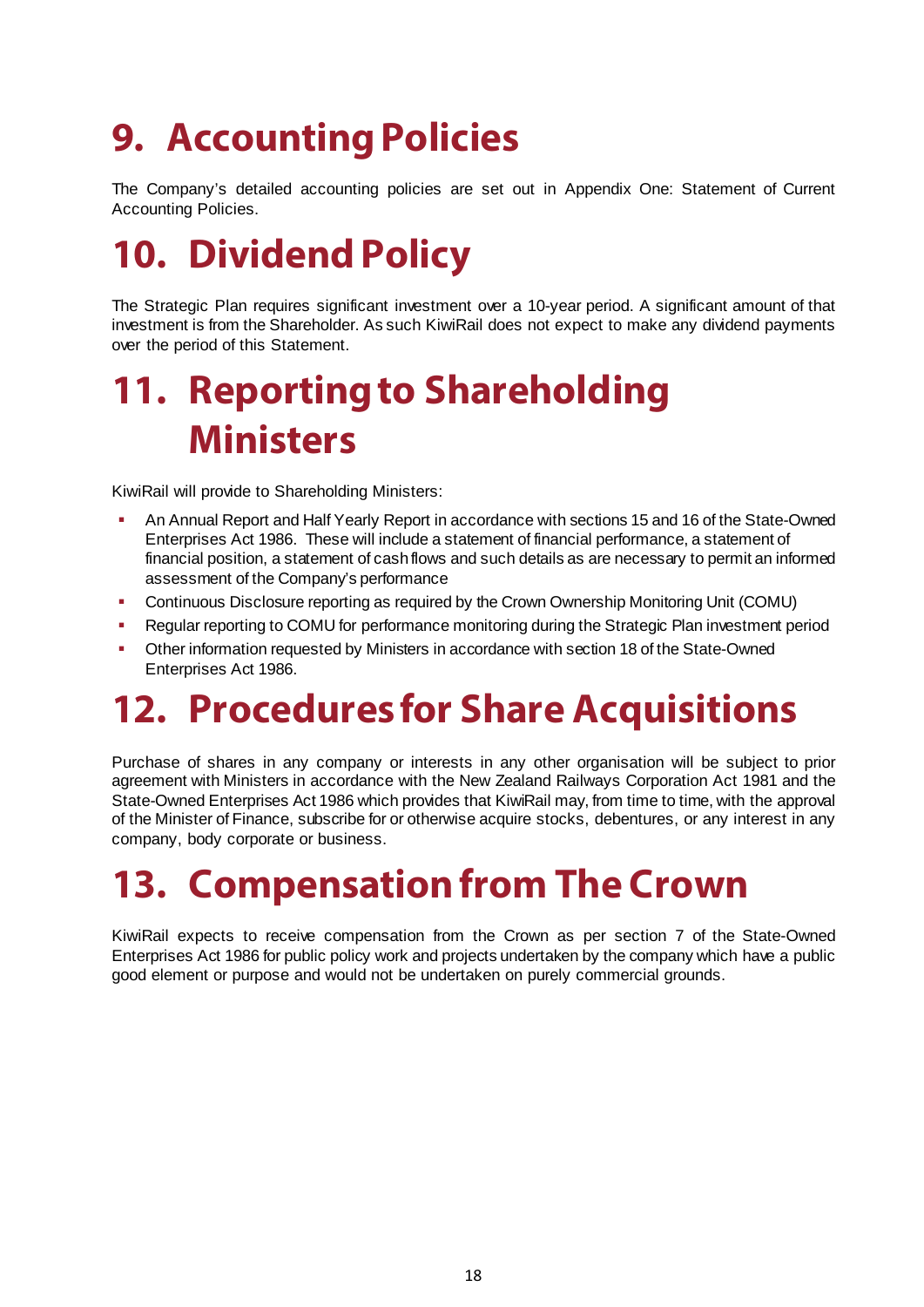# 9. Accounting Policies

The Company's detailed accounting policies are set out in Appendix One: Statement of Current Accounting Policies.

# 10. Dividend Policy

The Strategic Plan requires significant investment over a 10-year period. A significant amount of that investment is from the Shareholder. As such KiwiRail does not expect to make any dividend payments over the period of this Statement.

# 11. Reporting to Shareholding Ministers

KiwiRail will provide to Shareholding Ministers:

- An Annual Report and Half Yearly Report in accordance with sections 15 and 16 of the State-Owned Enterprises Act 1986. These will include a statement of financial performance, a statement of financial position, a statement of cash flows and such details as are necessary to permit an informed assessment of the Company's performance
- Continuous Disclosure reporting as required by the Crown Ownership Monitoring Unit (COMU)
- Regular reporting to COMU for performance monitoring during the Strategic Plan investment period
- Other information requested by Ministers in accordance with section 18 of the State-Owned Enterprises Act 1986.

# 12. Procedures for Share Acquisitions

Purchase of shares in any company or interests in any other organisation will be subject to prior agreement with Ministers in accordance with the New Zealand Railways Corporation Act 1981 and the State-Owned Enterprises Act 1986 which provides that KiwiRail may, from time to time, with the approval of the Minister of Finance, subscribe for or otherwise acquire stocks, debentures, or any interest in any company, body corporate or business.

# 13. Compensation from The Crown

KiwiRail expects to receive compensation from the Crown as per section 7 of the State-Owned Enterprises Act 1986 for public policy work and projects undertaken by the company which have a public good element or purpose and would not be undertaken on purely commercial grounds.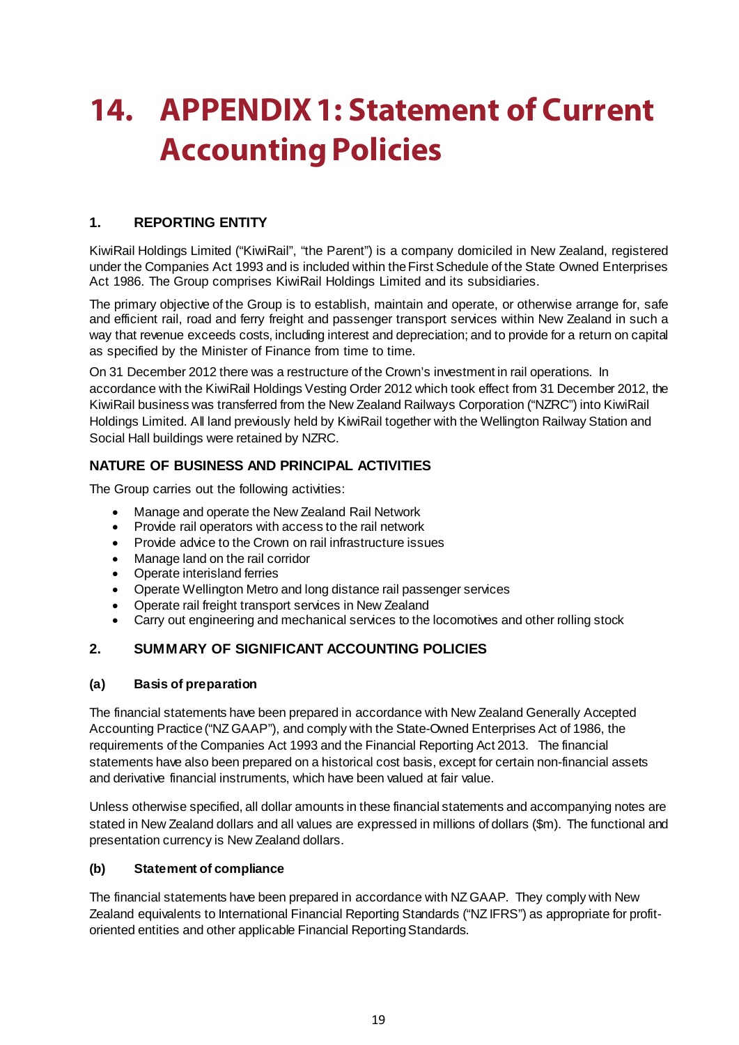# 14. APPENDIX 1: Statement of Current Accounting Policies

## 1. REPORTING ENTITY

KiwiRail Holdings Limited ("KiwiRail", "the Parent") is a company domiciled in New Zealand, registered under the Companies Act 1993 and is included within the First Schedule of the State Owned Enterprises Act 1986. The Group comprises KiwiRail Holdings Limited and its subsidiaries.

The primary objective of the Group is to establish, maintain and operate, or otherwise arrange for, safe and efficient rail, road and ferry freight and passenger transport services within New Zealand in such a way that revenue exceeds costs, including interest and depreciation; and to provide for a return on capital as specified by the Minister of Finance from time to time.

On 31 December 2012 there was a restructure of the Crown's investment in rail operations. In accordance with the KiwiRail Holdings Vesting Order 2012 which took effect from 31 December 2012, the KiwiRail business was transferred from the New Zealand Railways Corporation ("NZRC") into KiwiRail Holdings Limited. All land previously held by KiwiRail together with the Wellington Railway Station and Social Hall buildings were retained by NZRC.

### NATURE OF BUSINESS AND PRINCIPAL ACTIVITIES

The Group carries out the following activities:

- Manage and operate the New Zealand Rail Network
- Provide rail operators with access to the rail network
- Provide advice to the Crown on rail infrastructure issues
- Manage land on the rail corridor
- Operate interisland ferries
- Operate Wellington Metro and long distance rail passenger services
- Operate rail freight transport services in New Zealand
- Carry out engineering and mechanical services to the locomotives and other rolling stock

## 2. SUMMARY OF SIGNIFICANT ACCOUNTING POLICIES

### (a) Basis of preparation

The financial statements have been prepared in accordance with New Zealand Generally Accepted Accounting Practice ("NZ GAAP"), and comply with the State-Owned Enterprises Act of 1986, the requirements of the Companies Act 1993 and the Financial Reporting Act 2013. The financial statements have also been prepared on a historical cost basis, except for certain non-financial assets and derivative financial instruments, which have been valued at fair value.

Unless otherwise specified, all dollar amounts in these financial statements and accompanying notes are stated in New Zealand dollars and all values are expressed in millions of dollars ($m). The functional and presentation currency is New Zealand dollars.

### (b) Statement of compliance

The financial statements have been prepared in accordance with NZ GAAP. They comply with New Zealand equivalents to International Financial Reporting Standards ("NZ IFRS") as appropriate for profit-oriented entities and other applicable Financial Reporting Standards.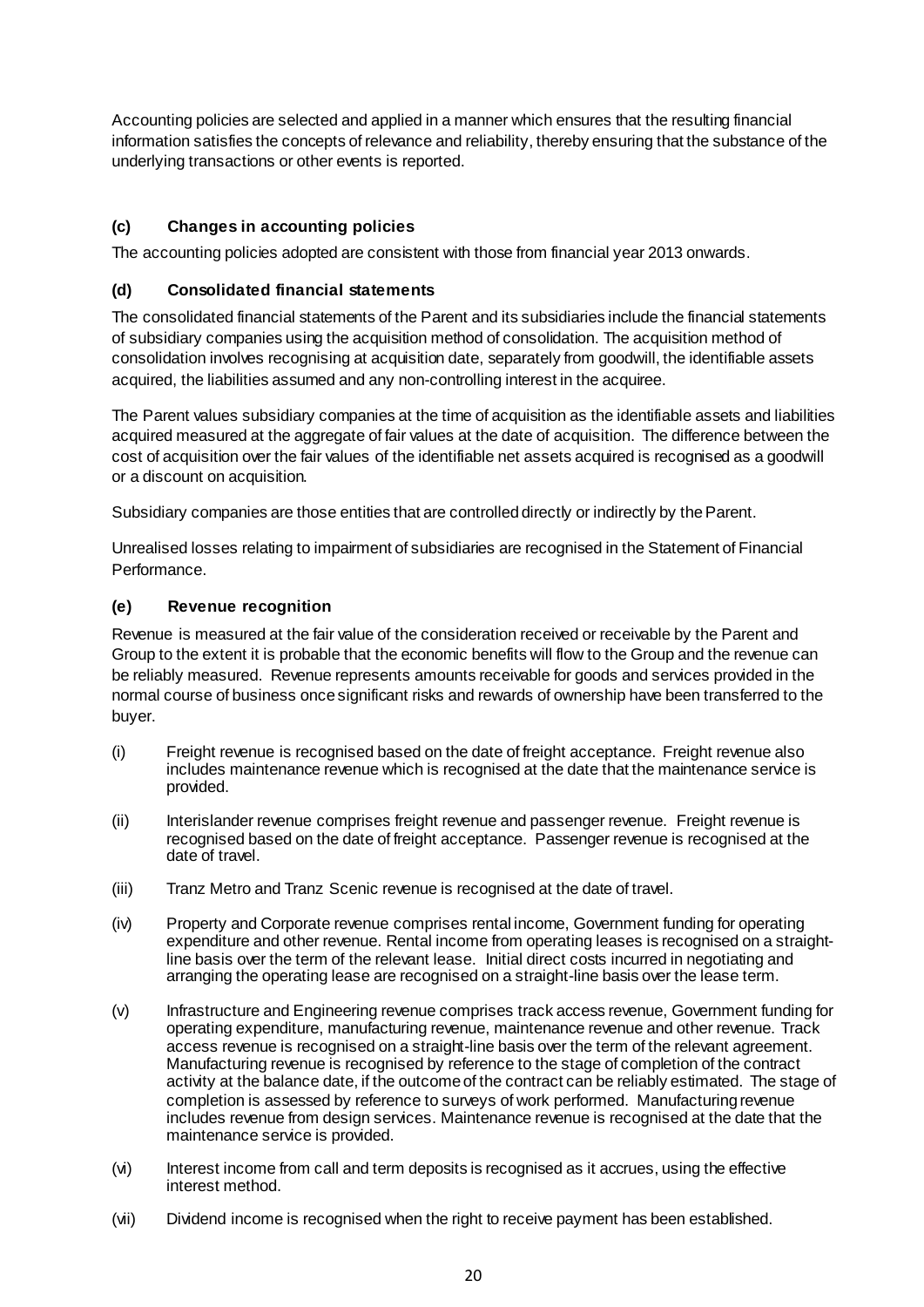Accounting policies are selected and applied in a manner which ensures that the resulting financial information satisfies the concepts of relevance and reliability, thereby ensuring that the substance of the underlying transactions or other events is reported.

### (c) Changes in accounting policies

The accounting policies adopted are consistent with those from financial year 2013 onwards.

### (d) Consolidated financial statements

The consolidated financial statements of the Parent and its subsidiaries include the financial statements of subsidiary companies using the acquisition method of consolidation. The acquisition method of consolidation involves recognising at acquisition date, separately from goodwill, the identifiable assets acquired, the liabilities assumed and any non-controlling interest in the acquiree.

The Parent values subsidiary companies at the time of acquisition as the identifiable assets and liabilities acquired measured at the aggregate of fair values at the date of acquisition. The difference between the cost of acquisition over the fair values of the identifiable net assets acquired is recognised as a goodwill or a discount on acquisition.

Subsidiary companies are those entities that are controlled directly or indirectly by the Parent.

Unrealised losses relating to impairment of subsidiaries are recognised in the Statement of Financial Performance.

### (e) Revenue recognition

Revenue is measured at the fair value of the consideration received or receivable by the Parent and Group to the extent it is probable that the economic benefits will flow to the Group and the revenue can be reliably measured. Revenue represents amounts receivable for goods and services provided in the normal course of business once significant risks and rewards of ownership have been transferred to the buyer.

(i) Freight revenue is recognised based on the date of freight acceptance. Freight revenue also includes maintenance revenue which is recognised at the date that the maintenance service is provided.

(ii) Interislander revenue comprises freight revenue and passenger revenue. Freight revenue is recognised based on the date of freight acceptance. Passenger revenue is recognised at the date of travel.

(iii) Tranz Metro and Tranz Scenic revenue is recognised at the date of travel.

(iv) Property and Corporate revenue comprises rental income, Government funding for operating expenditure and other revenue. Rental income from operating leases is recognised on a straight-line basis over the term of the relevant lease. Initial direct costs incurred in negotiating and arranging the operating lease are recognised on a straight-line basis over the lease term.

(v) Infrastructure and Engineering revenue comprises track access revenue, Government funding for operating expenditure, manufacturing revenue, maintenance revenue and other revenue. Track access revenue is recognised on a straight-line basis over the term of the relevant agreement. Manufacturing revenue is recognised by reference to the stage of completion of the contract activity at the balance date, if the outcome of the contract can be reliably estimated. The stage of completion is assessed by reference to surveys of work performed. Manufacturing revenue includes revenue from design services. Maintenance revenue is recognised at the date that the maintenance service is provided.

(vi) Interest income from call and term deposits is recognised as it accrues, using the effective interest method.

(vii) Dividend income is recognised when the right to receive payment has been established.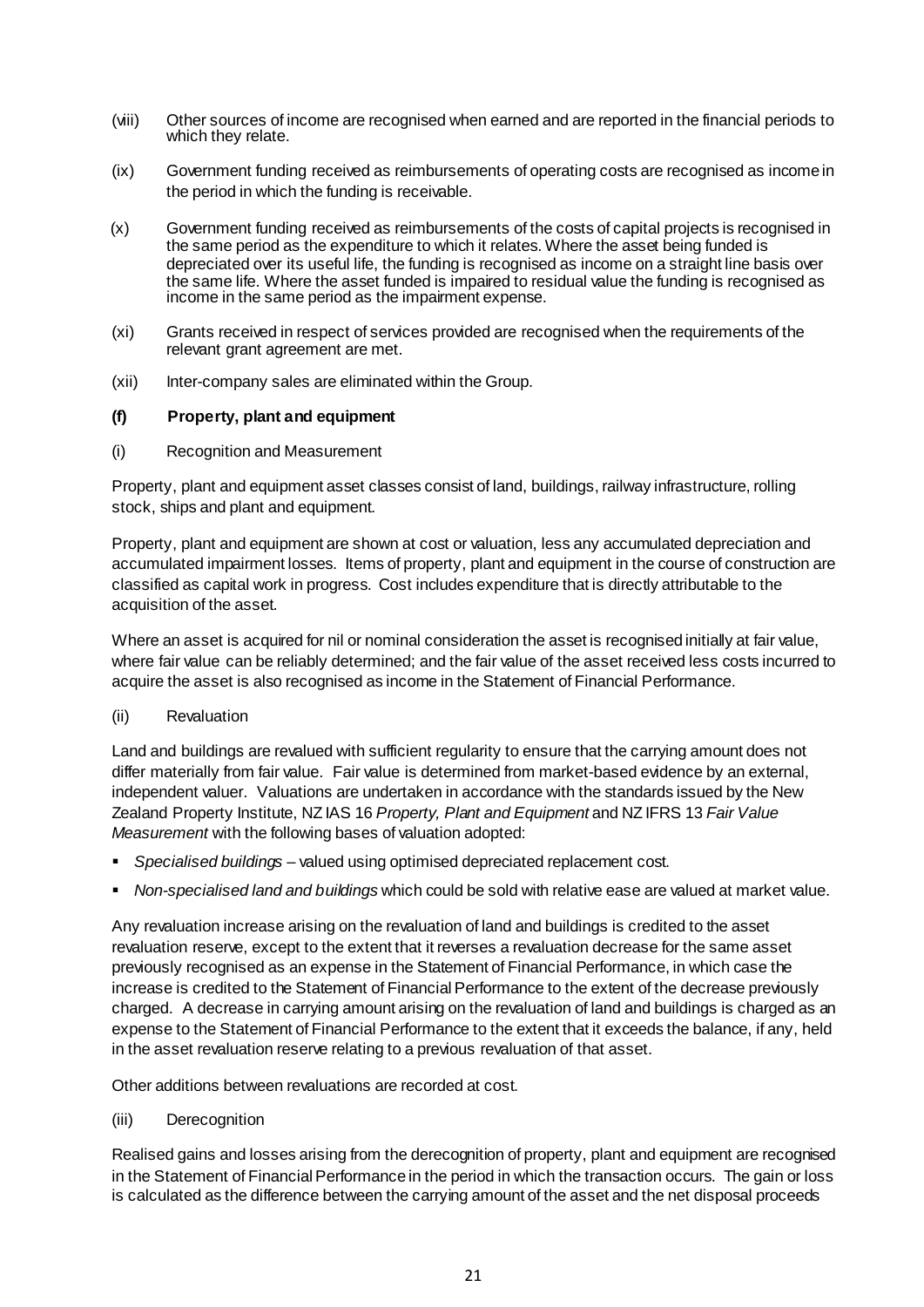(viii) Other sources of income are recognised when earned and are reported in the financial periods to which they relate.

(ix) Government funding received as reimbursements of operating costs are recognised as income in the period in which the funding is receivable.

(x) Government funding received as reimbursements of the costs of capital projects is recognised in the same period as the expenditure to which it relates. Where the asset being funded is depreciated over its useful life, the funding is recognised as income on a straight line basis over the same life. Where the asset funded is impaired to residual value the funding is recognised as income in the same period as the impairment expense.

(xi) Grants received in respect of services provided are recognised when the requirements of the relevant grant agreement are met.

(xii) Inter-company sales are eliminated within the Group.

**(f) Property, plant and equipment**

(i) Recognition and Measurement

Property, plant and equipment asset classes consist of land, buildings, railway infrastructure, rolling stock, ships and plant and equipment.

Property, plant and equipment are shown at cost or valuation, less any accumulated depreciation and accumulated impairment losses. Items of property, plant and equipment in the course of construction are classified as capital work in progress. Cost includes expenditure that is directly attributable to the acquisition of the asset.

Where an asset is acquired for nil or nominal consideration the asset is recognised initially at fair value, where fair value can be reliably determined; and the fair value of the asset received less costs incurred to acquire the asset is also recognised as income in the Statement of Financial Performance.

(ii) Revaluation

Land and buildings are revalued with sufficient regularity to ensure that the carrying amount does not differ materially from fair value. Fair value is determined from market-based evidence by an external, independent valuer. Valuations are undertaken in accordance with the standards issued by the New Zealand Property Institute, NZ IAS 16 *Property, Plant and Equipment* and NZ IFRS 13 *Fair Value Measurement* with the following bases of valuation adopted:

- *Specialised buildings* – valued using optimised depreciated replacement cost.
- *Non-specialised land and buildings* which could be sold with relative ease are valued at market value.

Any revaluation increase arising on the revaluation of land and buildings is credited to the asset revaluation reserve, except to the extent that it reverses a revaluation decrease for the same asset previously recognised as an expense in the Statement of Financial Performance, in which case the increase is credited to the Statement of Financial Performance to the extent of the decrease previously charged. A decrease in carrying amount arising on the revaluation of land and buildings is charged as an expense to the Statement of Financial Performance to the extent that it exceeds the balance, if any, held in the asset revaluation reserve relating to a previous revaluation of that asset.

Other additions between revaluations are recorded at cost.

(iii) Derecognition

Realised gains and losses arising from the derecognition of property, plant and equipment are recognised in the Statement of Financial Performance in the period in which the transaction occurs. The gain or loss is calculated as the difference between the carrying amount of the asset and the net disposal proceeds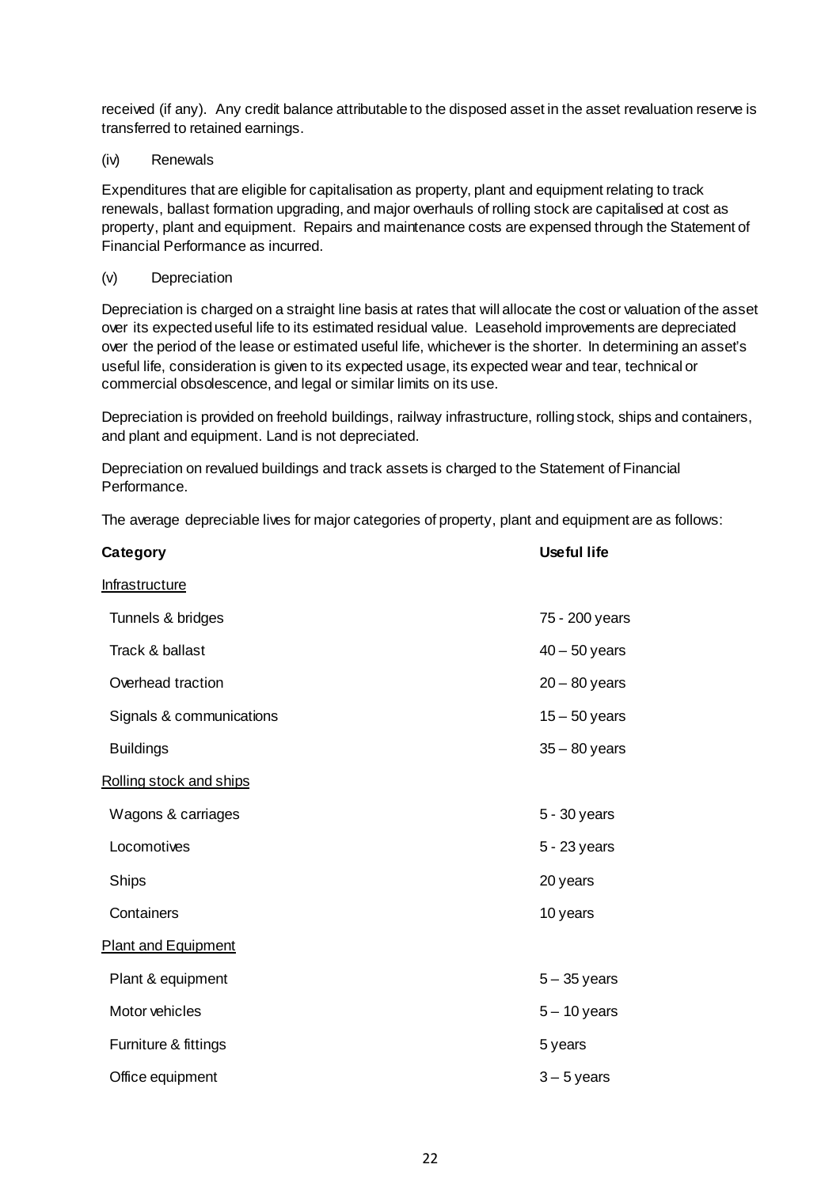received (if any). Any credit balance attributable to the disposed asset in the asset revaluation reserve is transferred to retained earnings.

(iv) Renewals

Expenditures that are eligible for capitalisation as property, plant and equipment relating to track renewals, ballast formation upgrading, and major overhauls of rolling stock are capitalised at cost as property, plant and equipment. Repairs and maintenance costs are expensed through the Statement of Financial Performance as incurred.

(v) Depreciation

Depreciation is charged on a straight line basis at rates that will allocate the cost or valuation of the asset over its expected useful life to its estimated residual value. Leasehold improvements are depreciated over the period of the lease or estimated useful life, whichever is the shorter. In determining an asset's useful life, consideration is given to its expected usage, its expected wear and tear, technical or commercial obsolescence, and legal or similar limits on its use.

Depreciation is provided on freehold buildings, railway infrastructure, rolling stock, ships and containers, and plant and equipment. Land is not depreciated.

Depreciation on revalued buildings and track assets is charged to the Statement of Financial Performance.

The average depreciable lives for major categories of property, plant and equipment are as follows:

| **Category** | **Useful life** |
|---|---|
| Infrastructure | |
| Tunnels & bridges | 75 - 200 years |
| Track & ballast | 40 – 50 years |
| Overhead traction | 20 – 80 years |
| Signals & communications | 15 – 50 years |
| Buildings | 35 – 80 years |
| Rolling stock and ships | |
| Wagons & carriages | 5 - 30 years |
| Locomotives | 5 - 23 years |
| Ships | 20 years |
| Containers | 10 years |
| Plant and Equipment | |
| Plant & equipment | 5 – 35 years |
| Motor vehicles | 5 – 10 years |
| Furniture & fittings | 5 years |
| Office equipment | 3 – 5 years |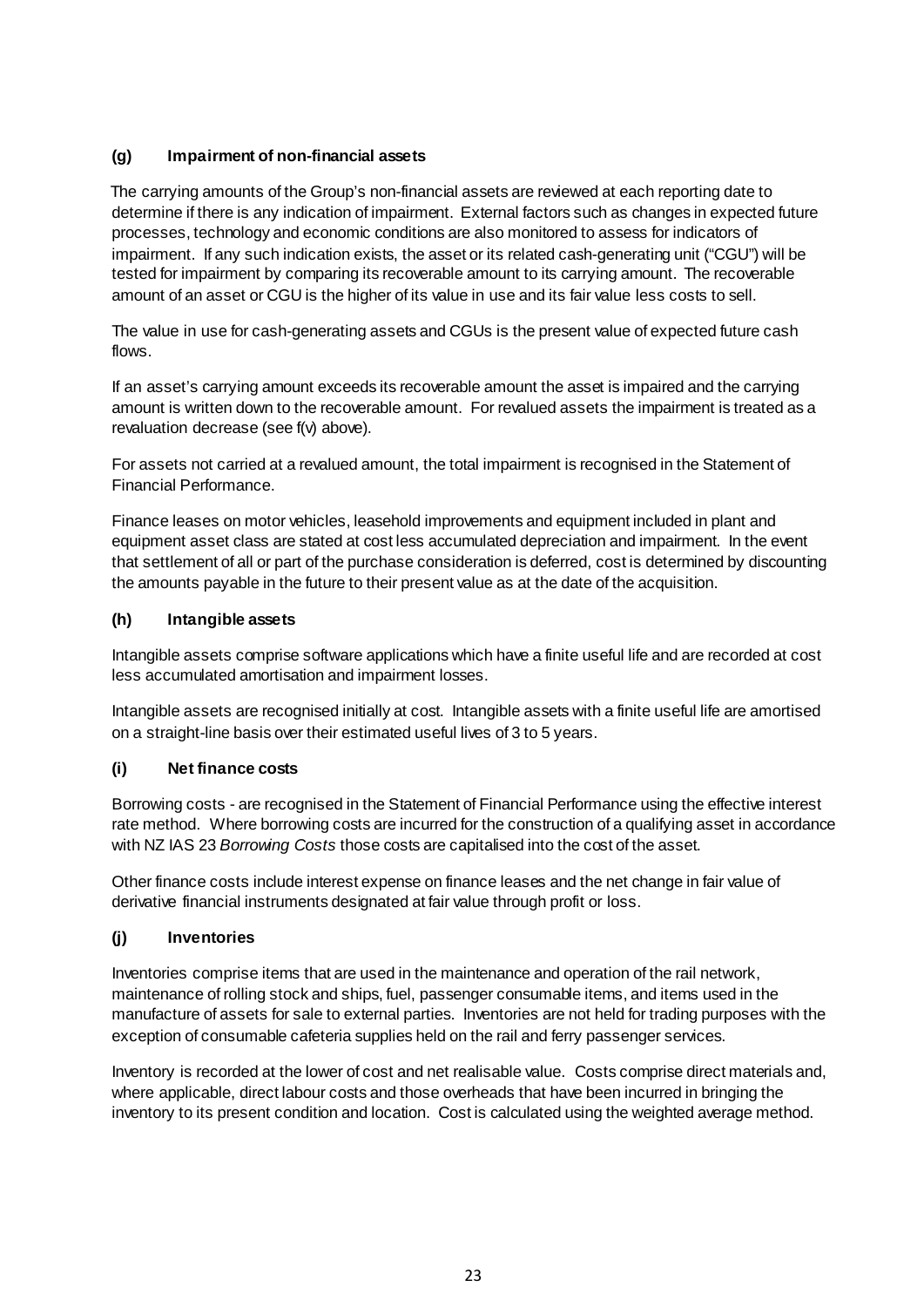### (g) Impairment of non-financial assets

The carrying amounts of the Group's non-financial assets are reviewed at each reporting date to determine if there is any indication of impairment. External factors such as changes in expected future processes, technology and economic conditions are also monitored to assess for indicators of impairment. If any such indication exists, the asset or its related cash-generating unit ("CGU") will be tested for impairment by comparing its recoverable amount to its carrying amount. The recoverable amount of an asset or CGU is the higher of its value in use and its fair value less costs to sell.

The value in use for cash-generating assets and CGUs is the present value of expected future cash flows.

If an asset's carrying amount exceeds its recoverable amount the asset is impaired and the carrying amount is written down to the recoverable amount. For revalued assets the impairment is treated as a revaluation decrease (see f(v) above).

For assets not carried at a revalued amount, the total impairment is recognised in the Statement of Financial Performance.

Finance leases on motor vehicles, leasehold improvements and equipment included in plant and equipment asset class are stated at cost less accumulated depreciation and impairment. In the event that settlement of all or part of the purchase consideration is deferred, cost is determined by discounting the amounts payable in the future to their present value as at the date of the acquisition.

### (h) Intangible assets

Intangible assets comprise software applications which have a finite useful life and are recorded at cost less accumulated amortisation and impairment losses.

Intangible assets are recognised initially at cost. Intangible assets with a finite useful life are amortised on a straight-line basis over their estimated useful lives of 3 to 5 years.

### (i) Net finance costs

Borrowing costs - are recognised in the Statement of Financial Performance using the effective interest rate method. Where borrowing costs are incurred for the construction of a qualifying asset in accordance with NZ IAS 23 *Borrowing Costs* those costs are capitalised into the cost of the asset.

Other finance costs include interest expense on finance leases and the net change in fair value of derivative financial instruments designated at fair value through profit or loss.

### (j) Inventories

Inventories comprise items that are used in the maintenance and operation of the rail network, maintenance of rolling stock and ships, fuel, passenger consumable items, and items used in the manufacture of assets for sale to external parties. Inventories are not held for trading purposes with the exception of consumable cafeteria supplies held on the rail and ferry passenger services.

Inventory is recorded at the lower of cost and net realisable value. Costs comprise direct materials and, where applicable, direct labour costs and those overheads that have been incurred in bringing the inventory to its present condition and location. Cost is calculated using the weighted average method.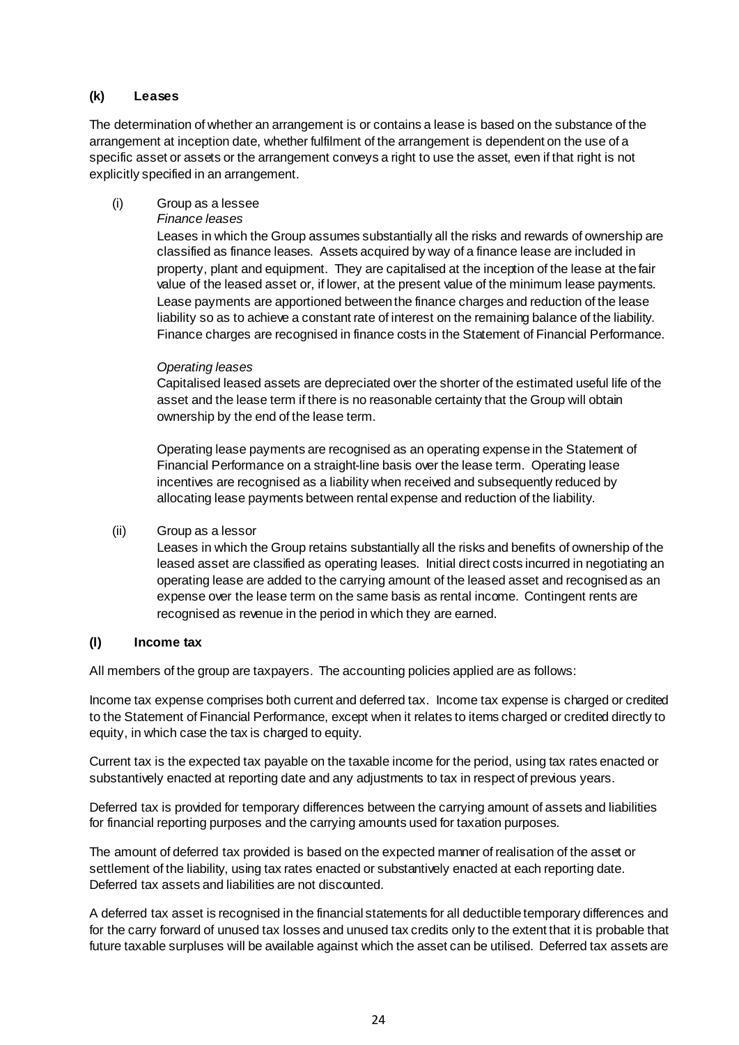### (k) Leases

The determination of whether an arrangement is or contains a lease is based on the substance of the arrangement at inception date, whether fulfilment of the arrangement is dependent on the use of a specific asset or assets or the arrangement conveys a right to use the asset, even if that right is not explicitly specified in an arrangement.

(i) Group as a lessee

*Finance leases*

Leases in which the Group assumes substantially all the risks and rewards of ownership are classified as finance leases. Assets acquired by way of a finance lease are included in property, plant and equipment. They are capitalised at the inception of the lease at the fair value of the leased asset or, if lower, at the present value of the minimum lease payments. Lease payments are apportioned between the finance charges and reduction of the lease liability so as to achieve a constant rate of interest on the remaining balance of the liability. Finance charges are recognised in finance costs in the Statement of Financial Performance.

*Operating leases*

Capitalised leased assets are depreciated over the shorter of the estimated useful life of the asset and the lease term if there is no reasonable certainty that the Group will obtain ownership by the end of the lease term.

Operating lease payments are recognised as an operating expense in the Statement of Financial Performance on a straight-line basis over the lease term. Operating lease incentives are recognised as a liability when received and subsequently reduced by allocating lease payments between rental expense and reduction of the liability.

(ii) Group as a lessor

Leases in which the Group retains substantially all the risks and benefits of ownership of the leased asset are classified as operating leases. Initial direct costs incurred in negotiating an operating lease are added to the carrying amount of the leased asset and recognised as an expense over the lease term on the same basis as rental income. Contingent rents are recognised as revenue in the period in which they are earned.

### (l) Income tax

All members of the group are taxpayers. The accounting policies applied are as follows:

Income tax expense comprises both current and deferred tax. Income tax expense is charged or credited to the Statement of Financial Performance, except when it relates to items charged or credited directly to equity, in which case the tax is charged to equity.

Current tax is the expected tax payable on the taxable income for the period, using tax rates enacted or substantively enacted at reporting date and any adjustments to tax in respect of previous years.

Deferred tax is provided for temporary differences between the carrying amount of assets and liabilities for financial reporting purposes and the carrying amounts used for taxation purposes.

The amount of deferred tax provided is based on the expected manner of realisation of the asset or settlement of the liability, using tax rates enacted or substantively enacted at each reporting date. Deferred tax assets and liabilities are not discounted.

A deferred tax asset is recognised in the financial statements for all deductible temporary differences and for the carry forward of unused tax losses and unused tax credits only to the extent that it is probable that future taxable surpluses will be available against which the asset can be utilised. Deferred tax assets are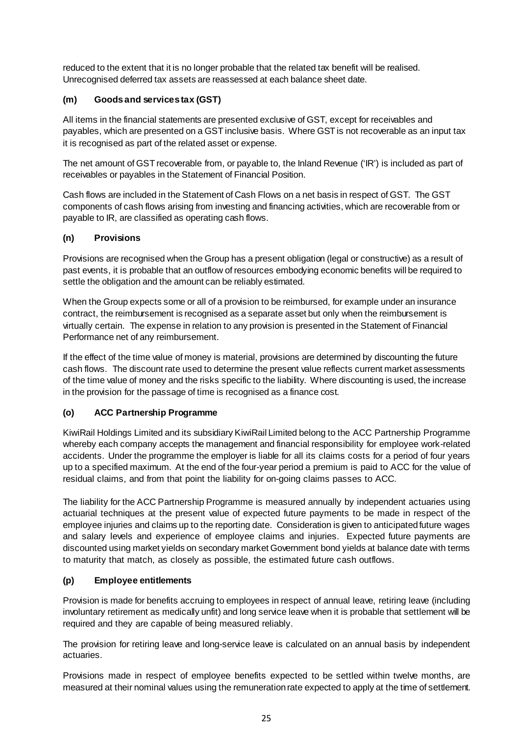reduced to the extent that it is no longer probable that the related tax benefit will be realised. Unrecognised deferred tax assets are reassessed at each balance sheet date.

### (m) Goods and services tax (GST)

All items in the financial statements are presented exclusive of GST, except for receivables and payables, which are presented on a GST inclusive basis. Where GST is not recoverable as an input tax it is recognised as part of the related asset or expense.

The net amount of GST recoverable from, or payable to, the Inland Revenue ('IR') is included as part of receivables or payables in the Statement of Financial Position.

Cash flows are included in the Statement of Cash Flows on a net basis in respect of GST. The GST components of cash flows arising from investing and financing activities, which are recoverable from or payable to IR, are classified as operating cash flows.

### (n) Provisions

Provisions are recognised when the Group has a present obligation (legal or constructive) as a result of past events, it is probable that an outflow of resources embodying economic benefits will be required to settle the obligation and the amount can be reliably estimated.

When the Group expects some or all of a provision to be reimbursed, for example under an insurance contract, the reimbursement is recognised as a separate asset but only when the reimbursement is virtually certain. The expense in relation to any provision is presented in the Statement of Financial Performance net of any reimbursement.

If the effect of the time value of money is material, provisions are determined by discounting the future cash flows. The discount rate used to determine the present value reflects current market assessments of the time value of money and the risks specific to the liability. Where discounting is used, the increase in the provision for the passage of time is recognised as a finance cost.

### (o) ACC Partnership Programme

KiwiRail Holdings Limited and its subsidiary KiwiRail Limited belong to the ACC Partnership Programme whereby each company accepts the management and financial responsibility for employee work-related accidents. Under the programme the employer is liable for all its claims costs for a period of four years up to a specified maximum. At the end of the four-year period a premium is paid to ACC for the value of residual claims, and from that point the liability for on-going claims passes to ACC.

The liability for the ACC Partnership Programme is measured annually by independent actuaries using actuarial techniques at the present value of expected future payments to be made in respect of the employee injuries and claims up to the reporting date. Consideration is given to anticipated future wages and salary levels and experience of employee claims and injuries. Expected future payments are discounted using market yields on secondary market Government bond yields at balance date with terms to maturity that match, as closely as possible, the estimated future cash outflows.

### (p) Employee entitlements

Provision is made for benefits accruing to employees in respect of annual leave, retiring leave (including involuntary retirement as medically unfit) and long service leave when it is probable that settlement will be required and they are capable of being measured reliably.

The provision for retiring leave and long-service leave is calculated on an annual basis by independent actuaries.

Provisions made in respect of employee benefits expected to be settled within twelve months, are measured at their nominal values using the remuneration rate expected to apply at the time of settlement.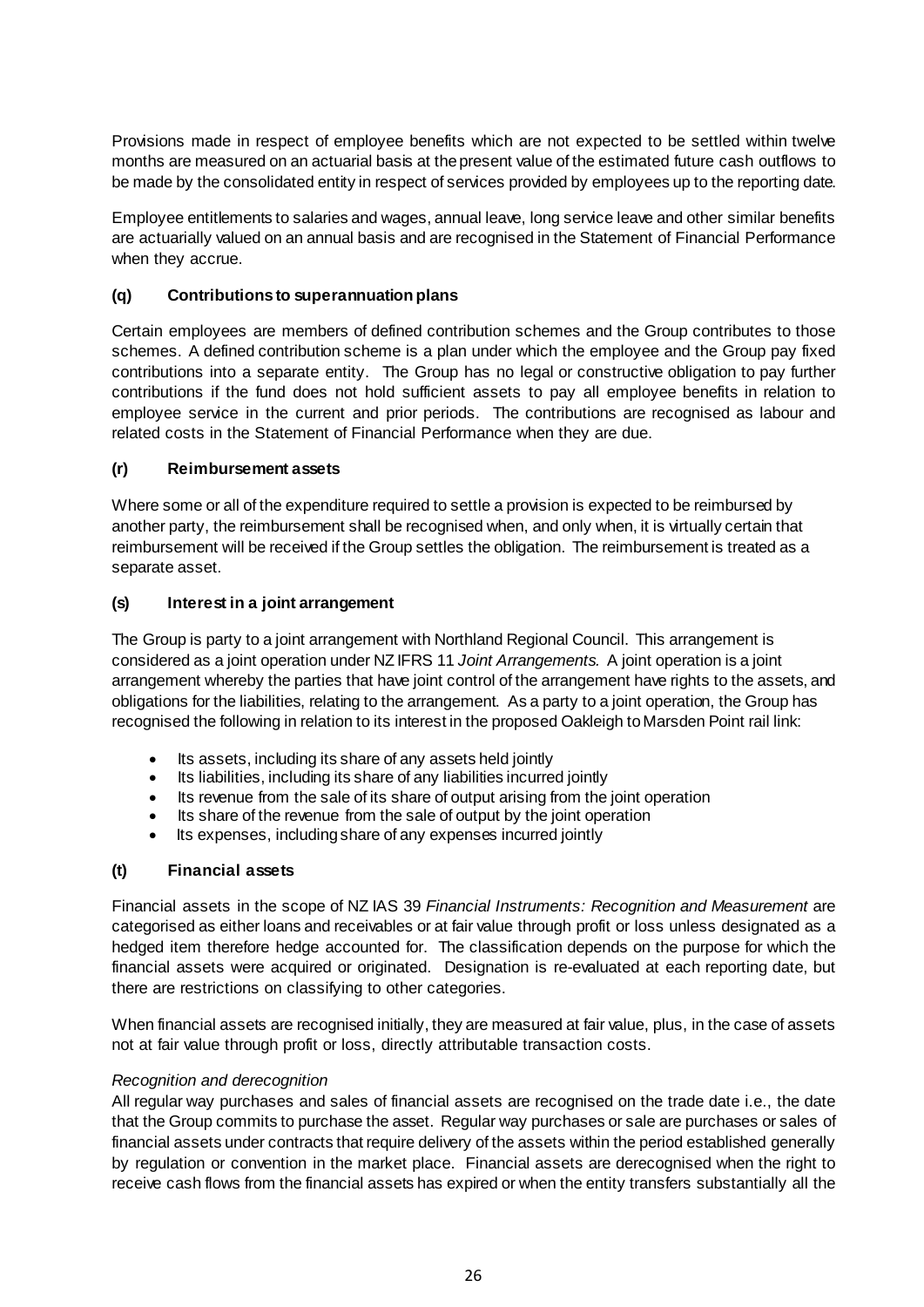Provisions made in respect of employee benefits which are not expected to be settled within twelve months are measured on an actuarial basis at the present value of the estimated future cash outflows to be made by the consolidated entity in respect of services provided by employees up to the reporting date.

Employee entitlements to salaries and wages, annual leave, long service leave and other similar benefits are actuarially valued on an annual basis and are recognised in the Statement of Financial Performance when they accrue.

### (q) Contributions to superannuation plans

Certain employees are members of defined contribution schemes and the Group contributes to those schemes. A defined contribution scheme is a plan under which the employee and the Group pay fixed contributions into a separate entity. The Group has no legal or constructive obligation to pay further contributions if the fund does not hold sufficient assets to pay all employee benefits in relation to employee service in the current and prior periods. The contributions are recognised as labour and related costs in the Statement of Financial Performance when they are due.

### (r) Reimbursement assets

Where some or all of the expenditure required to settle a provision is expected to be reimbursed by another party, the reimbursement shall be recognised when, and only when, it is virtually certain that reimbursement will be received if the Group settles the obligation. The reimbursement is treated as a separate asset.

### (s) Interest in a joint arrangement

The Group is party to a joint arrangement with Northland Regional Council. This arrangement is considered as a joint operation under NZ IFRS 11 *Joint Arrangements.* A joint operation is a joint arrangement whereby the parties that have joint control of the arrangement have rights to the assets, and obligations for the liabilities, relating to the arrangement. As a party to a joint operation, the Group has recognised the following in relation to its interest in the proposed Oakleigh to Marsden Point rail link:

- Its assets, including its share of any assets held jointly
- Its liabilities, including its share of any liabilities incurred jointly
- Its revenue from the sale of its share of output arising from the joint operation
- Its share of the revenue from the sale of output by the joint operation
- Its expenses, including share of any expenses incurred jointly

### (t) Financial assets

Financial assets in the scope of NZ IAS 39 *Financial Instruments: Recognition and Measurement* are categorised as either loans and receivables or at fair value through profit or loss unless designated as a hedged item therefore hedge accounted for. The classification depends on the purpose for which the financial assets were acquired or originated. Designation is re-evaluated at each reporting date, but there are restrictions on classifying to other categories.

When financial assets are recognised initially, they are measured at fair value, plus, in the case of assets not at fair value through profit or loss, directly attributable transaction costs.

*Recognition and derecognition*

All regular way purchases and sales of financial assets are recognised on the trade date i.e., the date that the Group commits to purchase the asset. Regular way purchases or sale are purchases or sales of financial assets under contracts that require delivery of the assets within the period established generally by regulation or convention in the market place. Financial assets are derecognised when the right to receive cash flows from the financial assets has expired or when the entity transfers substantially all the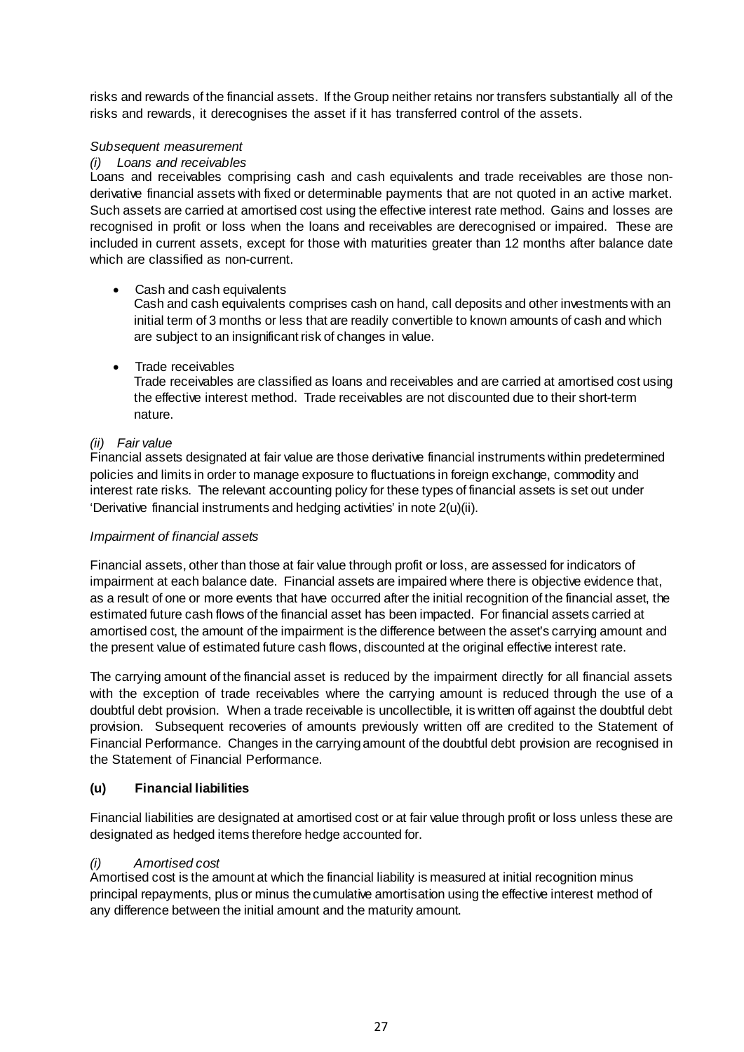risks and rewards of the financial assets. If the Group neither retains nor transfers substantially all of the risks and rewards, it derecognises the asset if it has transferred control of the assets.

*Subsequent measurement*

*(i) Loans and receivables*

Loans and receivables comprising cash and cash equivalents and trade receivables are those non-derivative financial assets with fixed or determinable payments that are not quoted in an active market. Such assets are carried at amortised cost using the effective interest rate method. Gains and losses are recognised in profit or loss when the loans and receivables are derecognised or impaired. These are included in current assets, except for those with maturities greater than 12 months after balance date which are classified as non-current.

- Cash and cash equivalents
  Cash and cash equivalents comprises cash on hand, call deposits and other investments with an initial term of 3 months or less that are readily convertible to known amounts of cash and which are subject to an insignificant risk of changes in value.

- Trade receivables
  Trade receivables are classified as loans and receivables and are carried at amortised cost using the effective interest method. Trade receivables are not discounted due to their short-term nature.

*(ii) Fair value*

Financial assets designated at fair value are those derivative financial instruments within predetermined policies and limits in order to manage exposure to fluctuations in foreign exchange, commodity and interest rate risks. The relevant accounting policy for these types of financial assets is set out under 'Derivative financial instruments and hedging activities' in note 2(u)(ii).

*Impairment of financial assets*

Financial assets, other than those at fair value through profit or loss, are assessed for indicators of impairment at each balance date. Financial assets are impaired where there is objective evidence that, as a result of one or more events that have occurred after the initial recognition of the financial asset, the estimated future cash flows of the financial asset has been impacted. For financial assets carried at amortised cost, the amount of the impairment is the difference between the asset's carrying amount and the present value of estimated future cash flows, discounted at the original effective interest rate.

The carrying amount of the financial asset is reduced by the impairment directly for all financial assets with the exception of trade receivables where the carrying amount is reduced through the use of a doubtful debt provision. When a trade receivable is uncollectible, it is written off against the doubtful debt provision. Subsequent recoveries of amounts previously written off are credited to the Statement of Financial Performance. Changes in the carrying amount of the doubtful debt provision are recognised in the Statement of Financial Performance.

**(u) Financial liabilities**

Financial liabilities are designated at amortised cost or at fair value through profit or loss unless these are designated as hedged items therefore hedge accounted for.

*(i) Amortised cost*

Amortised cost is the amount at which the financial liability is measured at initial recognition minus principal repayments, plus or minus the cumulative amortisation using the effective interest method of any difference between the initial amount and the maturity amount.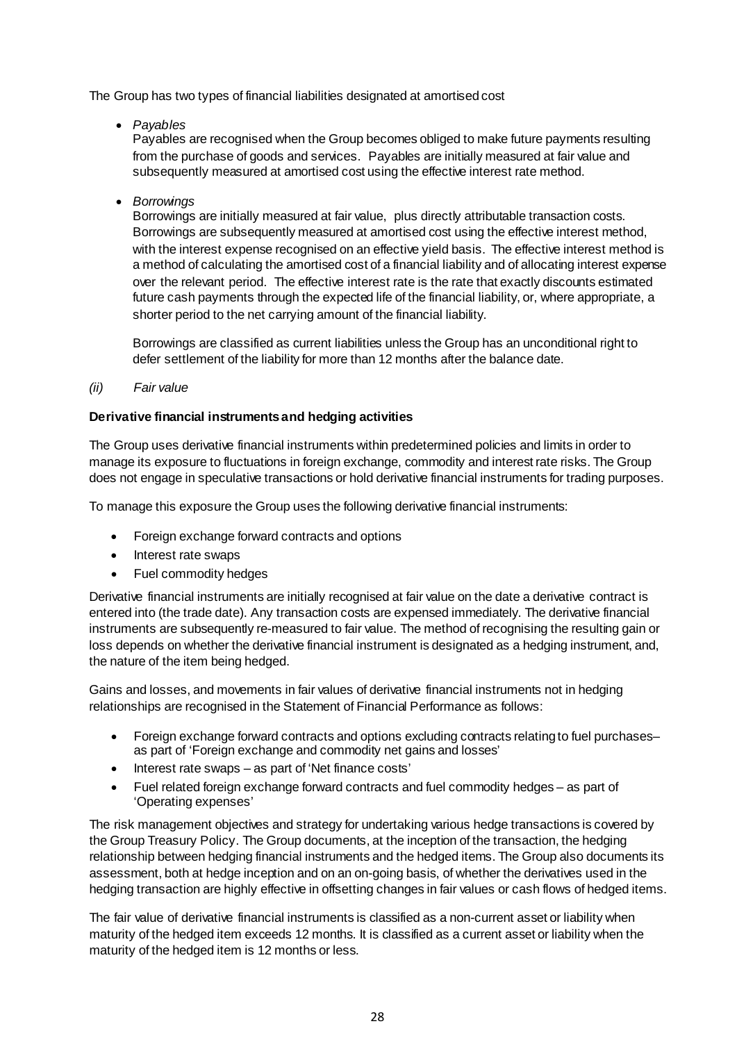The Group has two types of financial liabilities designated at amortised cost

- *Payables*

  Payables are recognised when the Group becomes obliged to make future payments resulting from the purchase of goods and services. Payables are initially measured at fair value and subsequently measured at amortised cost using the effective interest rate method.

- *Borrowings*

  Borrowings are initially measured at fair value, plus directly attributable transaction costs. Borrowings are subsequently measured at amortised cost using the effective interest method, with the interest expense recognised on an effective yield basis. The effective interest method is a method of calculating the amortised cost of a financial liability and of allocating interest expense over the relevant period. The effective interest rate is the rate that exactly discounts estimated future cash payments through the expected life of the financial liability, or, where appropriate, a shorter period to the net carrying amount of the financial liability.

  Borrowings are classified as current liabilities unless the Group has an unconditional right to defer settlement of the liability for more than 12 months after the balance date.

*(ii) Fair value*

**Derivative financial instruments and hedging activities**

The Group uses derivative financial instruments within predetermined policies and limits in order to manage its exposure to fluctuations in foreign exchange, commodity and interest rate risks. The Group does not engage in speculative transactions or hold derivative financial instruments for trading purposes.

To manage this exposure the Group uses the following derivative financial instruments:

- Foreign exchange forward contracts and options
- Interest rate swaps
- Fuel commodity hedges

Derivative financial instruments are initially recognised at fair value on the date a derivative contract is entered into (the trade date). Any transaction costs are expensed immediately. The derivative financial instruments are subsequently re-measured to fair value. The method of recognising the resulting gain or loss depends on whether the derivative financial instrument is designated as a hedging instrument, and, the nature of the item being hedged.

Gains and losses, and movements in fair values of derivative financial instruments not in hedging relationships are recognised in the Statement of Financial Performance as follows:

- Foreign exchange forward contracts and options excluding contracts relating to fuel purchases– as part of 'Foreign exchange and commodity net gains and losses'
- Interest rate swaps – as part of 'Net finance costs'
- Fuel related foreign exchange forward contracts and fuel commodity hedges – as part of 'Operating expenses'

The risk management objectives and strategy for undertaking various hedge transactions is covered by the Group Treasury Policy. The Group documents, at the inception of the transaction, the hedging relationship between hedging financial instruments and the hedged items. The Group also documents its assessment, both at hedge inception and on an on-going basis, of whether the derivatives used in the hedging transaction are highly effective in offsetting changes in fair values or cash flows of hedged items.

The fair value of derivative financial instruments is classified as a non-current asset or liability when maturity of the hedged item exceeds 12 months. It is classified as a current asset or liability when the maturity of the hedged item is 12 months or less.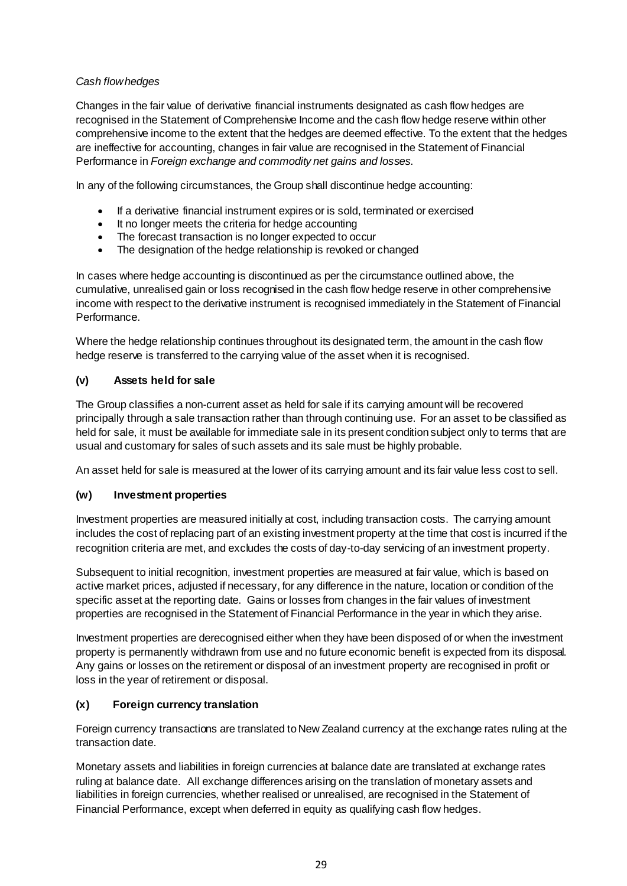*Cash flow hedges*

Changes in the fair value of derivative financial instruments designated as cash flow hedges are recognised in the Statement of Comprehensive Income and the cash flow hedge reserve within other comprehensive income to the extent that the hedges are deemed effective. To the extent that the hedges are ineffective for accounting, changes in fair value are recognised in the Statement of Financial Performance in *Foreign exchange and commodity net gains and losses*.

In any of the following circumstances, the Group shall discontinue hedge accounting:

- If a derivative financial instrument expires or is sold, terminated or exercised
- It no longer meets the criteria for hedge accounting
- The forecast transaction is no longer expected to occur
- The designation of the hedge relationship is revoked or changed

In cases where hedge accounting is discontinued as per the circumstance outlined above, the cumulative, unrealised gain or loss recognised in the cash flow hedge reserve in other comprehensive income with respect to the derivative instrument is recognised immediately in the Statement of Financial Performance.

Where the hedge relationship continues throughout its designated term, the amount in the cash flow hedge reserve is transferred to the carrying value of the asset when it is recognised.

### (v) Assets held for sale

The Group classifies a non-current asset as held for sale if its carrying amount will be recovered principally through a sale transaction rather than through continuing use. For an asset to be classified as held for sale, it must be available for immediate sale in its present condition subject only to terms that are usual and customary for sales of such assets and its sale must be highly probable.

An asset held for sale is measured at the lower of its carrying amount and its fair value less cost to sell.

### (w) Investment properties

Investment properties are measured initially at cost, including transaction costs. The carrying amount includes the cost of replacing part of an existing investment property at the time that cost is incurred if the recognition criteria are met, and excludes the costs of day-to-day servicing of an investment property.

Subsequent to initial recognition, investment properties are measured at fair value, which is based on active market prices, adjusted if necessary, for any difference in the nature, location or condition of the specific asset at the reporting date. Gains or losses from changes in the fair values of investment properties are recognised in the Statement of Financial Performance in the year in which they arise.

Investment properties are derecognised either when they have been disposed of or when the investment property is permanently withdrawn from use and no future economic benefit is expected from its disposal. Any gains or losses on the retirement or disposal of an investment property are recognised in profit or loss in the year of retirement or disposal.

### (x) Foreign currency translation

Foreign currency transactions are translated to New Zealand currency at the exchange rates ruling at the transaction date.

Monetary assets and liabilities in foreign currencies at balance date are translated at exchange rates ruling at balance date. All exchange differences arising on the translation of monetary assets and liabilities in foreign currencies, whether realised or unrealised, are recognised in the Statement of Financial Performance, except when deferred in equity as qualifying cash flow hedges.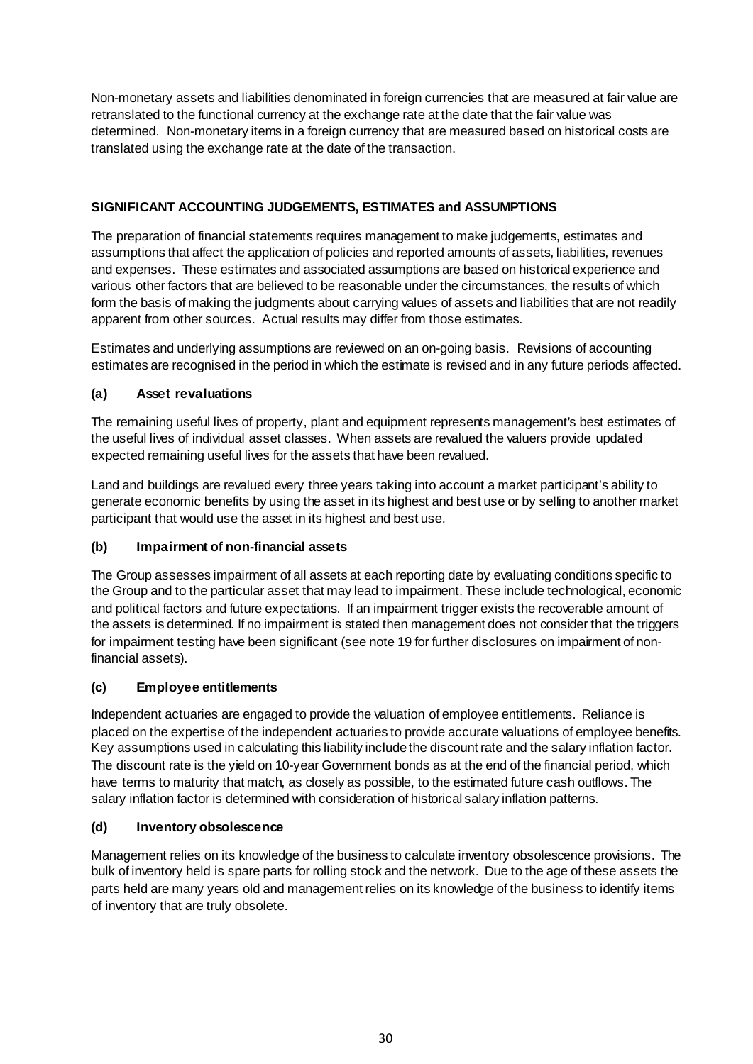Non-monetary assets and liabilities denominated in foreign currencies that are measured at fair value are retranslated to the functional currency at the exchange rate at the date that the fair value was determined. Non-monetary items in a foreign currency that are measured based on historical costs are translated using the exchange rate at the date of the transaction.

## SIGNIFICANT ACCOUNTING JUDGEMENTS, ESTIMATES and ASSUMPTIONS

The preparation of financial statements requires management to make judgements, estimates and assumptions that affect the application of policies and reported amounts of assets, liabilities, revenues and expenses. These estimates and associated assumptions are based on historical experience and various other factors that are believed to be reasonable under the circumstances, the results of which form the basis of making the judgments about carrying values of assets and liabilities that are not readily apparent from other sources. Actual results may differ from those estimates.

Estimates and underlying assumptions are reviewed on an on-going basis. Revisions of accounting estimates are recognised in the period in which the estimate is revised and in any future periods affected.

### (a) Asset revaluations

The remaining useful lives of property, plant and equipment represents management's best estimates of the useful lives of individual asset classes. When assets are revalued the valuers provide updated expected remaining useful lives for the assets that have been revalued.

Land and buildings are revalued every three years taking into account a market participant's ability to generate economic benefits by using the asset in its highest and best use or by selling to another market participant that would use the asset in its highest and best use.

### (b) Impairment of non-financial assets

The Group assesses impairment of all assets at each reporting date by evaluating conditions specific to the Group and to the particular asset that may lead to impairment. These include technological, economic and political factors and future expectations. If an impairment trigger exists the recoverable amount of the assets is determined. If no impairment is stated then management does not consider that the triggers for impairment testing have been significant (see note 19 for further disclosures on impairment of non-financial assets).

### (c) Employee entitlements

Independent actuaries are engaged to provide the valuation of employee entitlements. Reliance is placed on the expertise of the independent actuaries to provide accurate valuations of employee benefits. Key assumptions used in calculating this liability include the discount rate and the salary inflation factor. The discount rate is the yield on 10-year Government bonds as at the end of the financial period, which have terms to maturity that match, as closely as possible, to the estimated future cash outflows. The salary inflation factor is determined with consideration of historical salary inflation patterns.

### (d) Inventory obsolescence

Management relies on its knowledge of the business to calculate inventory obsolescence provisions. The bulk of inventory held is spare parts for rolling stock and the network. Due to the age of these assets the parts held are many years old and management relies on its knowledge of the business to identify items of inventory that are truly obsolete.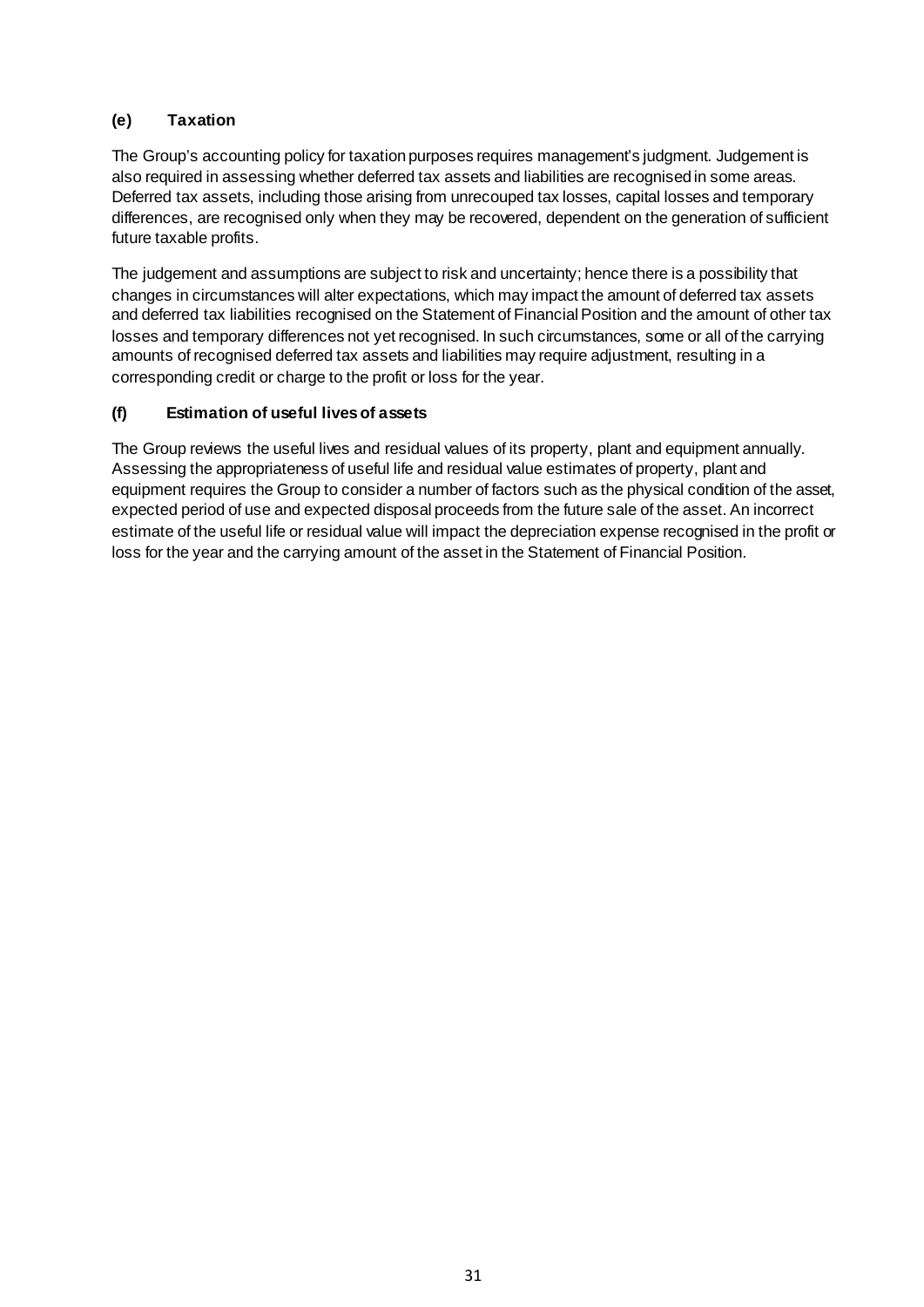#### (e) Taxation

The Group's accounting policy for taxation purposes requires management's judgment. Judgement is also required in assessing whether deferred tax assets and liabilities are recognised in some areas. Deferred tax assets, including those arising from unrecouped tax losses, capital losses and temporary differences, are recognised only when they may be recovered, dependent on the generation of sufficient future taxable profits.

The judgement and assumptions are subject to risk and uncertainty; hence there is a possibility that changes in circumstances will alter expectations, which may impact the amount of deferred tax assets and deferred tax liabilities recognised on the Statement of Financial Position and the amount of other tax losses and temporary differences not yet recognised. In such circumstances, some or all of the carrying amounts of recognised deferred tax assets and liabilities may require adjustment, resulting in a corresponding credit or charge to the profit or loss for the year.

#### (f) Estimation of useful lives of assets

The Group reviews the useful lives and residual values of its property, plant and equipment annually. Assessing the appropriateness of useful life and residual value estimates of property, plant and equipment requires the Group to consider a number of factors such as the physical condition of the asset, expected period of use and expected disposal proceeds from the future sale of the asset. An incorrect estimate of the useful life or residual value will impact the depreciation expense recognised in the profit or loss for the year and the carrying amount of the asset in the Statement of Financial Position.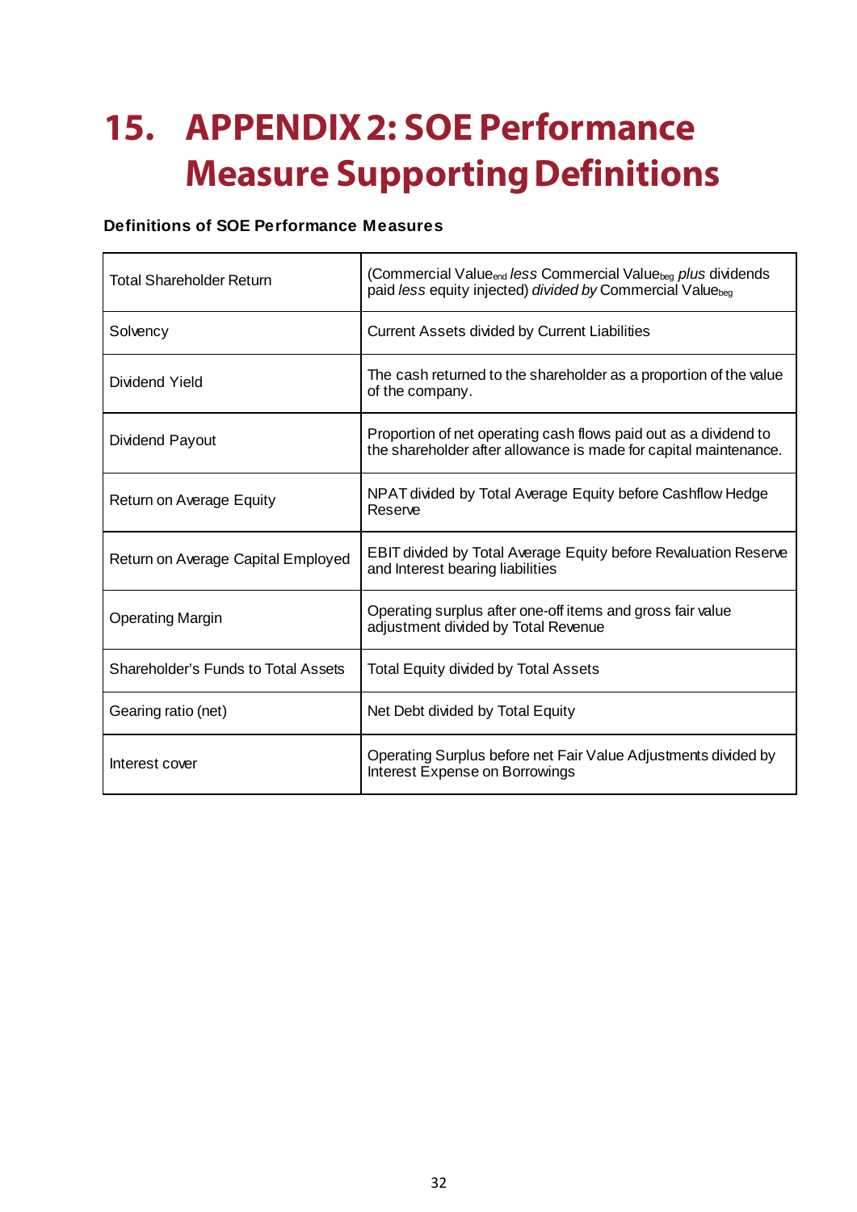# 15. APPENDIX 2: SOE Performance Measure Supporting Definitions

**Definitions of SOE Performance Measures**

| | |
|---|---|
| Total Shareholder Return | (Commercial Value$_{end}$ *less* Commercial Value$_{beg}$ *plus* dividends paid *less* equity injected) *divided by* Commercial Value$_{beg}$ |
| Solvency | Current Assets divided by Current Liabilities |
| Dividend Yield | The cash returned to the shareholder as a proportion of the value of the company. |
| Dividend Payout | Proportion of net operating cash flows paid out as a dividend to the shareholder after allowance is made for capital maintenance. |
| Return on Average Equity | NPAT divided by Total Average Equity before Cashflow Hedge Reserve |
| Return on Average Capital Employed | EBIT divided by Total Average Equity before Revaluation Reserve and Interest bearing liabilities |
| Operating Margin | Operating surplus after one-off items and gross fair value adjustment divided by Total Revenue |
| Shareholder's Funds to Total Assets | Total Equity divided by Total Assets |
| Gearing ratio (net) | Net Debt divided by Total Equity |
| Interest cover | Operating Surplus before net Fair Value Adjustments divided by Interest Expense on Borrowings |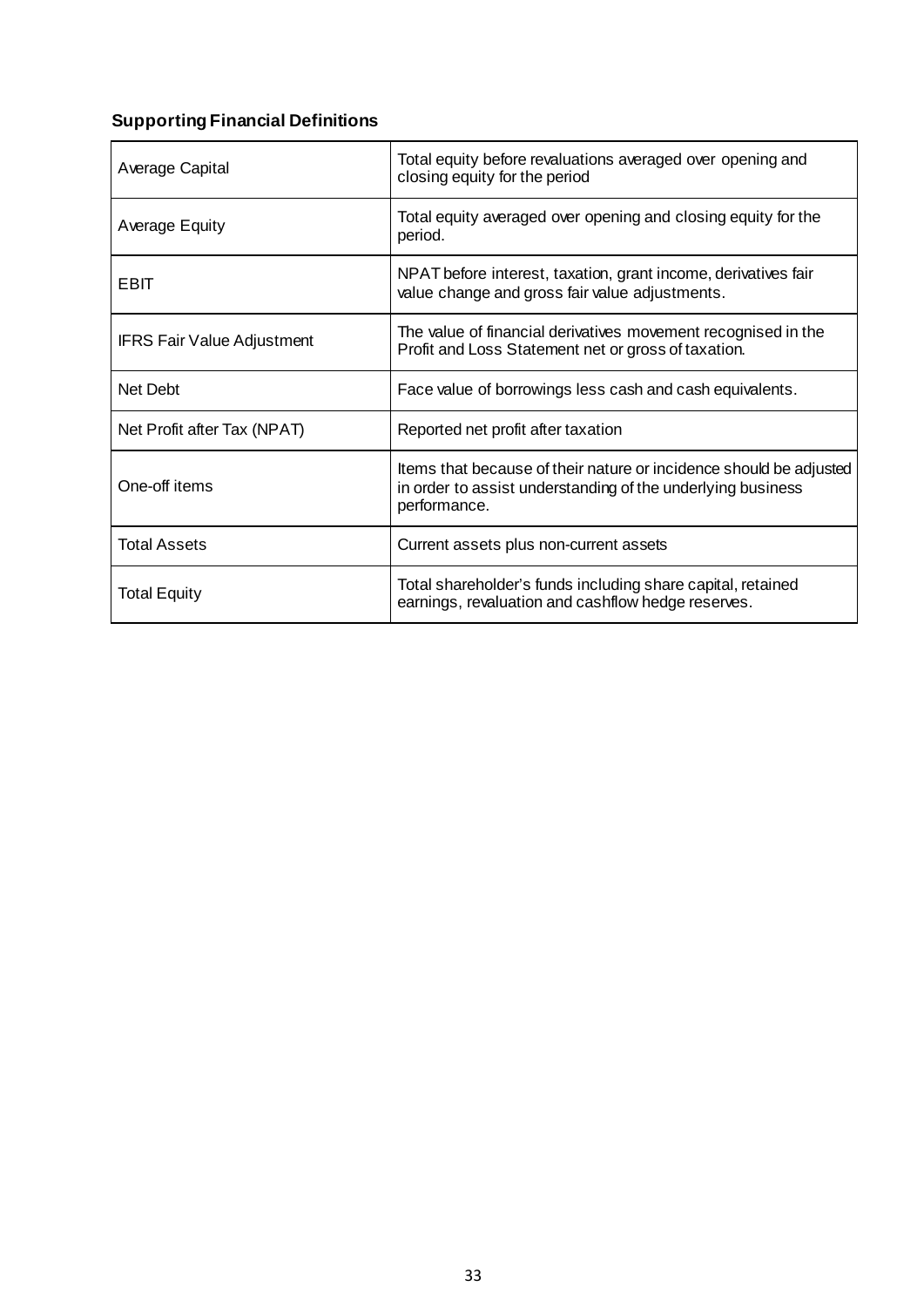### Supporting Financial Definitions

| | |
|---|---|
| Average Capital | Total equity before revaluations averaged over opening and closing equity for the period |
| Average Equity | Total equity averaged over opening and closing equity for the period. |
| EBIT | NPAT before interest, taxation, grant income, derivatives fair value change and gross fair value adjustments. |
| IFRS Fair Value Adjustment | The value of financial derivatives movement recognised in the Profit and Loss Statement net or gross of taxation. |
| Net Debt | Face value of borrowings less cash and cash equivalents. |
| Net Profit after Tax (NPAT) | Reported net profit after taxation |
| One-off items | Items that because of their nature or incidence should be adjusted in order to assist understanding of the underlying business performance. |
| Total Assets | Current assets plus non-current assets |
| Total Equity | Total shareholder's funds including share capital, retained earnings, revaluation and cashflow hedge reserves. |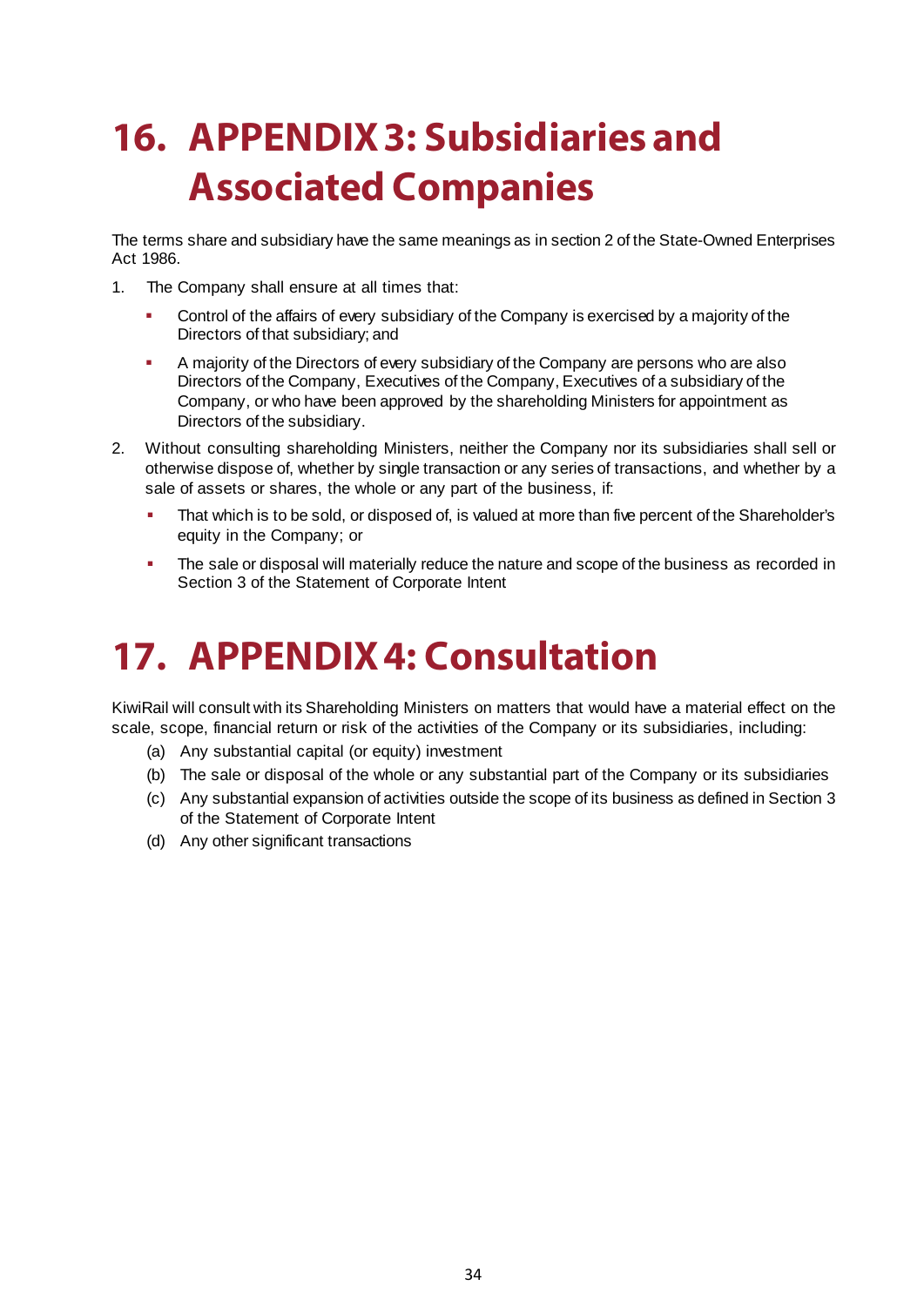# 16. APPENDIX 3: Subsidiaries and Associated Companies

The terms share and subsidiary have the same meanings as in section 2 of the State-Owned Enterprises Act 1986.

1. The Company shall ensure at all times that:
   - Control of the affairs of every subsidiary of the Company is exercised by a majority of the Directors of that subsidiary; and
   - A majority of the Directors of every subsidiary of the Company are persons who are also Directors of the Company, Executives of the Company, Executives of a subsidiary of the Company, or who have been approved by the shareholding Ministers for appointment as Directors of the subsidiary.
2. Without consulting shareholding Ministers, neither the Company nor its subsidiaries shall sell or otherwise dispose of, whether by single transaction or any series of transactions, and whether by a sale of assets or shares, the whole or any part of the business, if:
   - That which is to be sold, or disposed of, is valued at more than five percent of the Shareholder's equity in the Company; or
   - The sale or disposal will materially reduce the nature and scope of the business as recorded in Section 3 of the Statement of Corporate Intent

# 17. APPENDIX 4: Consultation

KiwiRail will consult with its Shareholding Ministers on matters that would have a material effect on the scale, scope, financial return or risk of the activities of the Company or its subsidiaries, including:

(a) Any substantial capital (or equity) investment

(b) The sale or disposal of the whole or any substantial part of the Company or its subsidiaries

(c) Any substantial expansion of activities outside the scope of its business as defined in Section 3 of the Statement of Corporate Intent

(d) Any other significant transactions